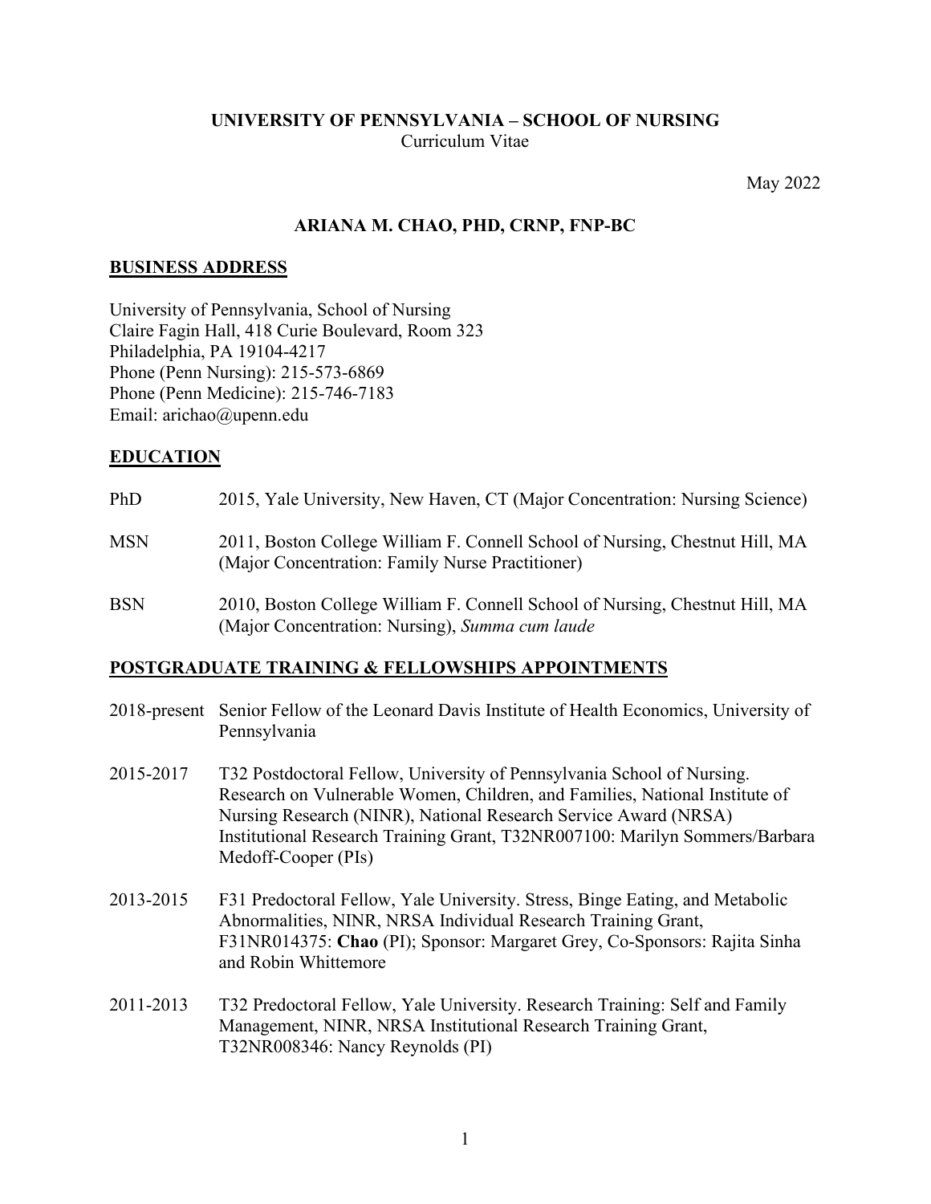**UNIVERSITY OF PENNSYLVANIA – SCHOOL OF NURSING**
Curriculum Vitae

May 2022

# ARIANA M. CHAO, PHD, CRNP, FNP-BC

## BUSINESS ADDRESS

University of Pennsylvania, School of Nursing
Claire Fagin Hall, 418 Curie Boulevard, Room 323
Philadelphia, PA 19104-4217
Phone (Penn Nursing): 215-573-6869
Phone (Penn Medicine): 215-746-7183
Email: arichao@upenn.edu

## EDUCATION

PhD 2015, Yale University, New Haven, CT (Major Concentration: Nursing Science)

MSN 2011, Boston College William F. Connell School of Nursing, Chestnut Hill, MA (Major Concentration: Family Nurse Practitioner)

BSN 2010, Boston College William F. Connell School of Nursing, Chestnut Hill, MA (Major Concentration: Nursing), *Summa cum laude*

## POSTGRADUATE TRAINING & FELLOWSHIPS APPOINTMENTS

2018-present Senior Fellow of the Leonard Davis Institute of Health Economics, University of Pennsylvania

2015-2017 T32 Postdoctoral Fellow, University of Pennsylvania School of Nursing. Research on Vulnerable Women, Children, and Families, National Institute of Nursing Research (NINR), National Research Service Award (NRSA) Institutional Research Training Grant, T32NR007100: Marilyn Sommers/Barbara Medoff-Cooper (PIs)

2013-2015 F31 Predoctoral Fellow, Yale University. Stress, Binge Eating, and Metabolic Abnormalities, NINR, NRSA Individual Research Training Grant, F31NR014375: **Chao** (PI); Sponsor: Margaret Grey, Co-Sponsors: Rajita Sinha and Robin Whittemore

2011-2013 T32 Predoctoral Fellow, Yale University. Research Training: Self and Family Management, NINR, NRSA Institutional Research Training Grant, T32NR008346: Nancy Reynolds (PI)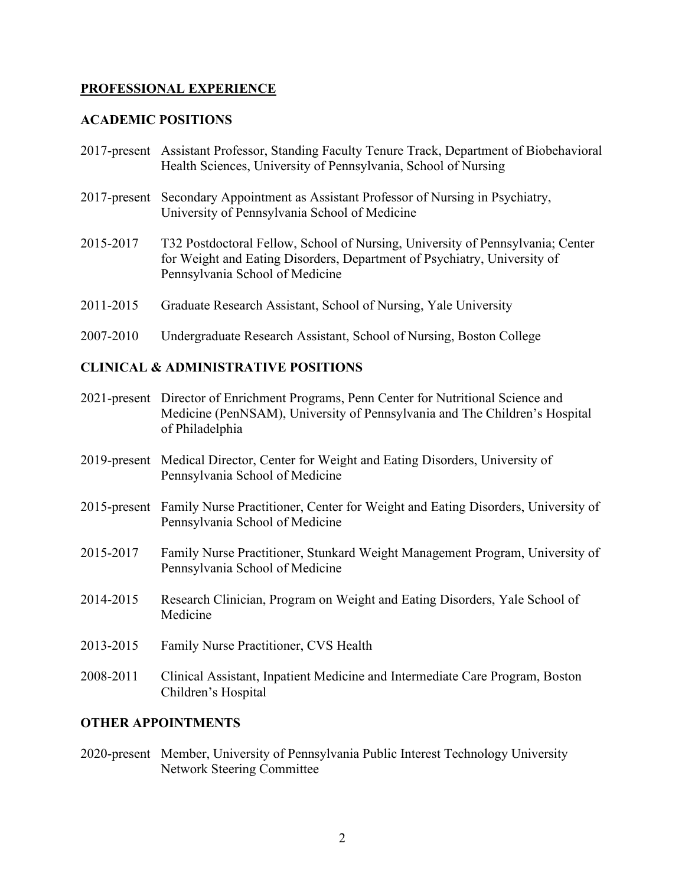## PROFESSIONAL EXPERIENCE

### ACADEMIC POSITIONS

2017-present Assistant Professor, Standing Faculty Tenure Track, Department of Biobehavioral Health Sciences, University of Pennsylvania, School of Nursing

2017-present Secondary Appointment as Assistant Professor of Nursing in Psychiatry, University of Pennsylvania School of Medicine

2015-2017 T32 Postdoctoral Fellow, School of Nursing, University of Pennsylvania; Center for Weight and Eating Disorders, Department of Psychiatry, University of Pennsylvania School of Medicine

2011-2015 Graduate Research Assistant, School of Nursing, Yale University

2007-2010 Undergraduate Research Assistant, School of Nursing, Boston College

### CLINICAL & ADMINISTRATIVE POSITIONS

2021-present Director of Enrichment Programs, Penn Center for Nutritional Science and Medicine (PenNSAM), University of Pennsylvania and The Children's Hospital of Philadelphia

2019-present Medical Director, Center for Weight and Eating Disorders, University of Pennsylvania School of Medicine

2015-present Family Nurse Practitioner, Center for Weight and Eating Disorders, University of Pennsylvania School of Medicine

2015-2017 Family Nurse Practitioner, Stunkard Weight Management Program, University of Pennsylvania School of Medicine

2014-2015 Research Clinician, Program on Weight and Eating Disorders, Yale School of Medicine

2013-2015 Family Nurse Practitioner, CVS Health

2008-2011 Clinical Assistant, Inpatient Medicine and Intermediate Care Program, Boston Children's Hospital

### OTHER APPOINTMENTS

2020-present Member, University of Pennsylvania Public Interest Technology University Network Steering Committee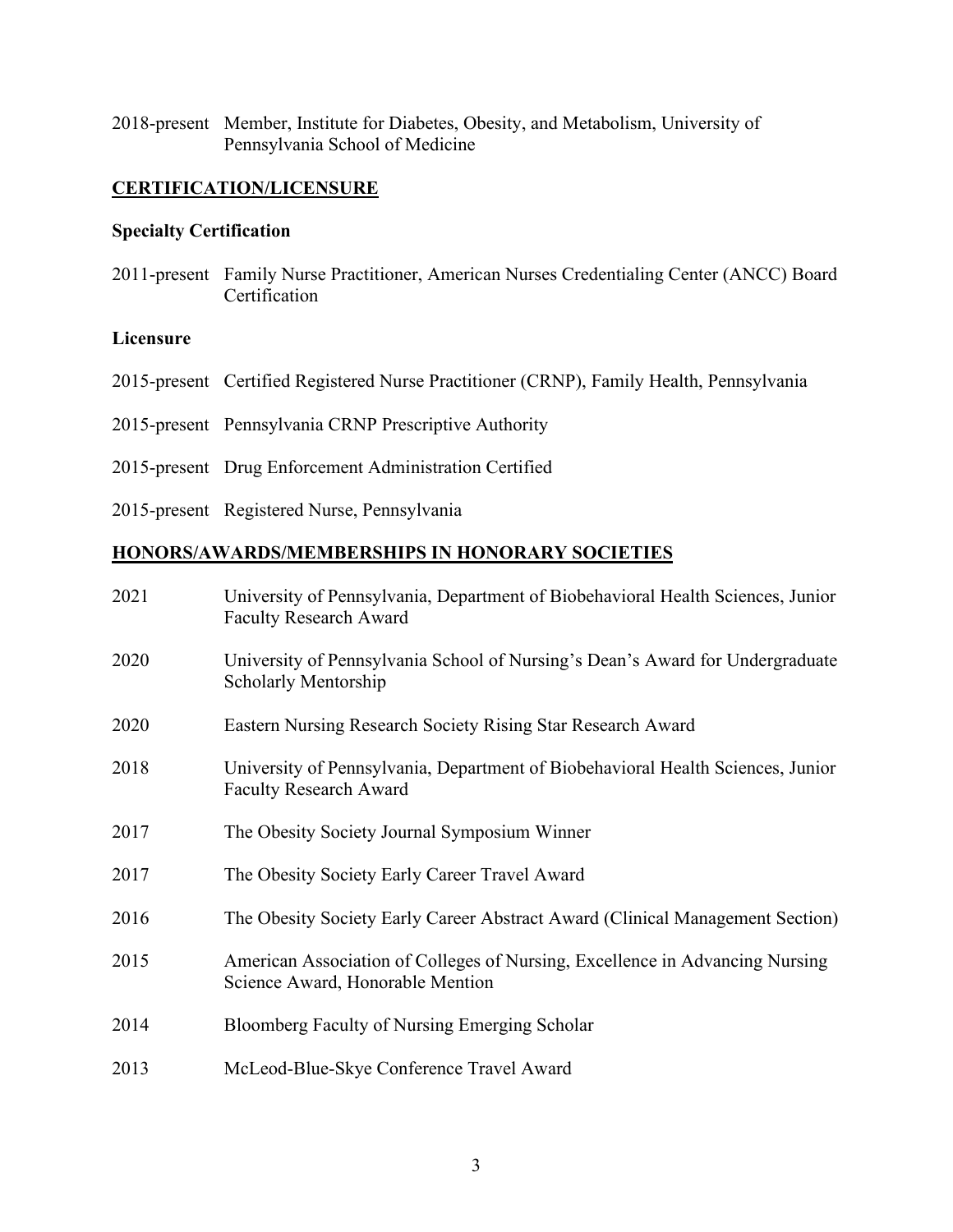2018-present Member, Institute for Diabetes, Obesity, and Metabolism, University of Pennsylvania School of Medicine

## CERTIFICATION/LICENSURE

### Specialty Certification

2011-present Family Nurse Practitioner, American Nurses Credentialing Center (ANCC) Board Certification

### Licensure

2015-present Certified Registered Nurse Practitioner (CRNP), Family Health, Pennsylvania

2015-present Pennsylvania CRNP Prescriptive Authority

2015-present Drug Enforcement Administration Certified

2015-present Registered Nurse, Pennsylvania

## HONORS/AWARDS/MEMBERSHIPS IN HONORARY SOCIETIES

2021 University of Pennsylvania, Department of Biobehavioral Health Sciences, Junior Faculty Research Award

2020 University of Pennsylvania School of Nursing's Dean's Award for Undergraduate Scholarly Mentorship

2020 Eastern Nursing Research Society Rising Star Research Award

2018 University of Pennsylvania, Department of Biobehavioral Health Sciences, Junior Faculty Research Award

2017 The Obesity Society Journal Symposium Winner

2017 The Obesity Society Early Career Travel Award

2016 The Obesity Society Early Career Abstract Award (Clinical Management Section)

2015 American Association of Colleges of Nursing, Excellence in Advancing Nursing Science Award, Honorable Mention

2014 Bloomberg Faculty of Nursing Emerging Scholar

2013 McLeod-Blue-Skye Conference Travel Award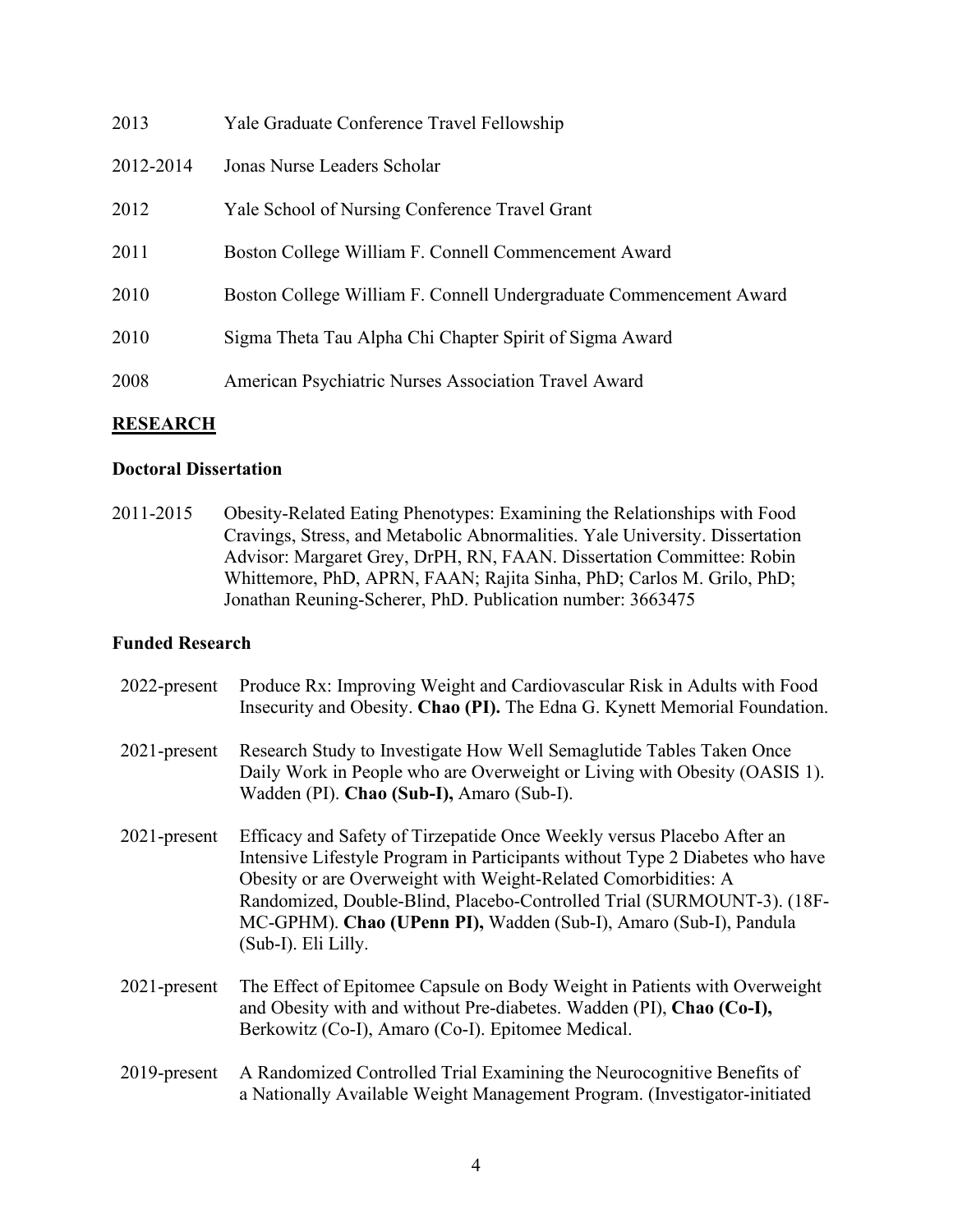| | |
|---|---|
| 2013 | Yale Graduate Conference Travel Fellowship |
| 2012-2014 | Jonas Nurse Leaders Scholar |
| 2012 | Yale School of Nursing Conference Travel Grant |
| 2011 | Boston College William F. Connell Commencement Award |
| 2010 | Boston College William F. Connell Undergraduate Commencement Award |
| 2010 | Sigma Theta Tau Alpha Chi Chapter Spirit of Sigma Award |
| 2008 | American Psychiatric Nurses Association Travel Award |

## RESEARCH

### Doctoral Dissertation

2011-2015 Obesity-Related Eating Phenotypes: Examining the Relationships with Food Cravings, Stress, and Metabolic Abnormalities. Yale University. Dissertation Advisor: Margaret Grey, DrPH, RN, FAAN. Dissertation Committee: Robin Whittemore, PhD, APRN, FAAN; Rajita Sinha, PhD; Carlos M. Grilo, PhD; Jonathan Reuning-Scherer, PhD. Publication number: 3663475

### Funded Research

2022-present Produce Rx: Improving Weight and Cardiovascular Risk in Adults with Food Insecurity and Obesity. **Chao (PI).** The Edna G. Kynett Memorial Foundation.

2021-present Research Study to Investigate How Well Semaglutide Tables Taken Once Daily Work in People who are Overweight or Living with Obesity (OASIS 1). Wadden (PI). **Chao (Sub-I),** Amaro (Sub-I).

2021-present Efficacy and Safety of Tirzepatide Once Weekly versus Placebo After an Intensive Lifestyle Program in Participants without Type 2 Diabetes who have Obesity or are Overweight with Weight-Related Comorbidities: A Randomized, Double-Blind, Placebo-Controlled Trial (SURMOUNT-3). (18F-MC-GPHM). **Chao (UPenn PI),** Wadden (Sub-I), Amaro (Sub-I), Pandula (Sub-I). Eli Lilly.

2021-present The Effect of Epitomee Capsule on Body Weight in Patients with Overweight and Obesity with and without Pre-diabetes. Wadden (PI), **Chao (Co-I),** Berkowitz (Co-I), Amaro (Co-I). Epitomee Medical.

2019-present A Randomized Controlled Trial Examining the Neurocognitive Benefits of a Nationally Available Weight Management Program. (Investigator-initiated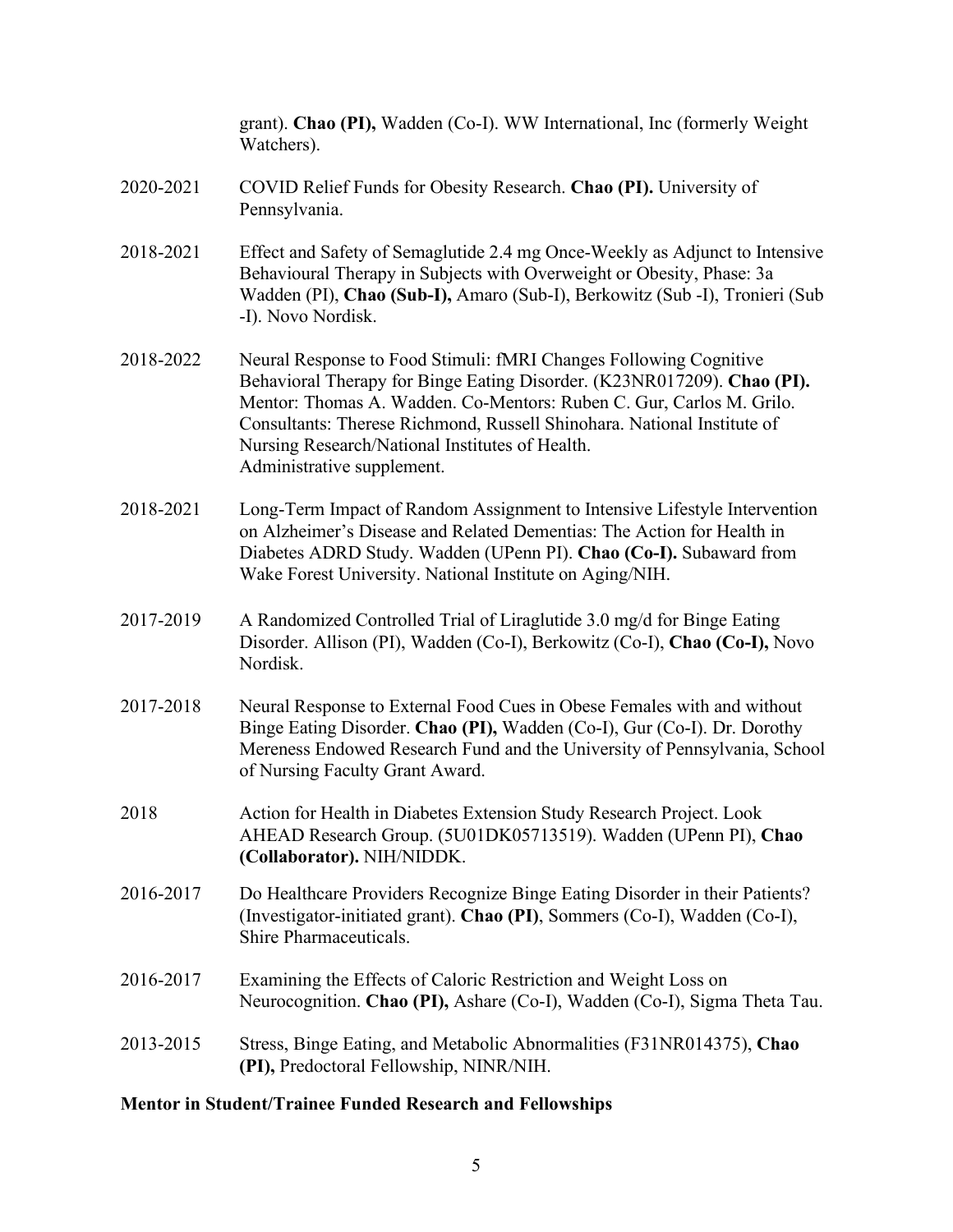grant). **Chao (PI),** Wadden (Co-I). WW International, Inc (formerly Weight Watchers).

2020-2021 COVID Relief Funds for Obesity Research. **Chao (PI).** University of Pennsylvania.

2018-2021 Effect and Safety of Semaglutide 2.4 mg Once-Weekly as Adjunct to Intensive Behavioural Therapy in Subjects with Overweight or Obesity, Phase: 3a Wadden (PI), **Chao (Sub-I),** Amaro (Sub-I), Berkowitz (Sub -I), Tronieri (Sub -I). Novo Nordisk.

2018-2022 Neural Response to Food Stimuli: fMRI Changes Following Cognitive Behavioral Therapy for Binge Eating Disorder. (K23NR017209). **Chao (PI).** Mentor: Thomas A. Wadden. Co-Mentors: Ruben C. Gur, Carlos M. Grilo. Consultants: Therese Richmond, Russell Shinohara. National Institute of Nursing Research/National Institutes of Health.
Administrative supplement.

2018-2021 Long-Term Impact of Random Assignment to Intensive Lifestyle Intervention on Alzheimer's Disease and Related Dementias: The Action for Health in Diabetes ADRD Study. Wadden (UPenn PI). **Chao (Co-I).** Subaward from Wake Forest University. National Institute on Aging/NIH.

2017-2019 A Randomized Controlled Trial of Liraglutide 3.0 mg/d for Binge Eating Disorder. Allison (PI), Wadden (Co-I), Berkowitz (Co-I), **Chao (Co-I),** Novo Nordisk.

2017-2018 Neural Response to External Food Cues in Obese Females with and without Binge Eating Disorder. **Chao (PI),** Wadden (Co-I), Gur (Co-I). Dr. Dorothy Mereness Endowed Research Fund and the University of Pennsylvania, School of Nursing Faculty Grant Award.

2018 Action for Health in Diabetes Extension Study Research Project. Look AHEAD Research Group. (5U01DK05713519). Wadden (UPenn PI), **Chao (Collaborator).** NIH/NIDDK.

2016-2017 Do Healthcare Providers Recognize Binge Eating Disorder in their Patients? (Investigator-initiated grant). **Chao (PI)**, Sommers (Co-I), Wadden (Co-I), Shire Pharmaceuticals.

2016-2017 Examining the Effects of Caloric Restriction and Weight Loss on Neurocognition. **Chao (PI),** Ashare (Co-I), Wadden (Co-I), Sigma Theta Tau.

2013-2015 Stress, Binge Eating, and Metabolic Abnormalities (F31NR014375), **Chao (PI),** Predoctoral Fellowship, NINR/NIH.

**Mentor in Student/Trainee Funded Research and Fellowships**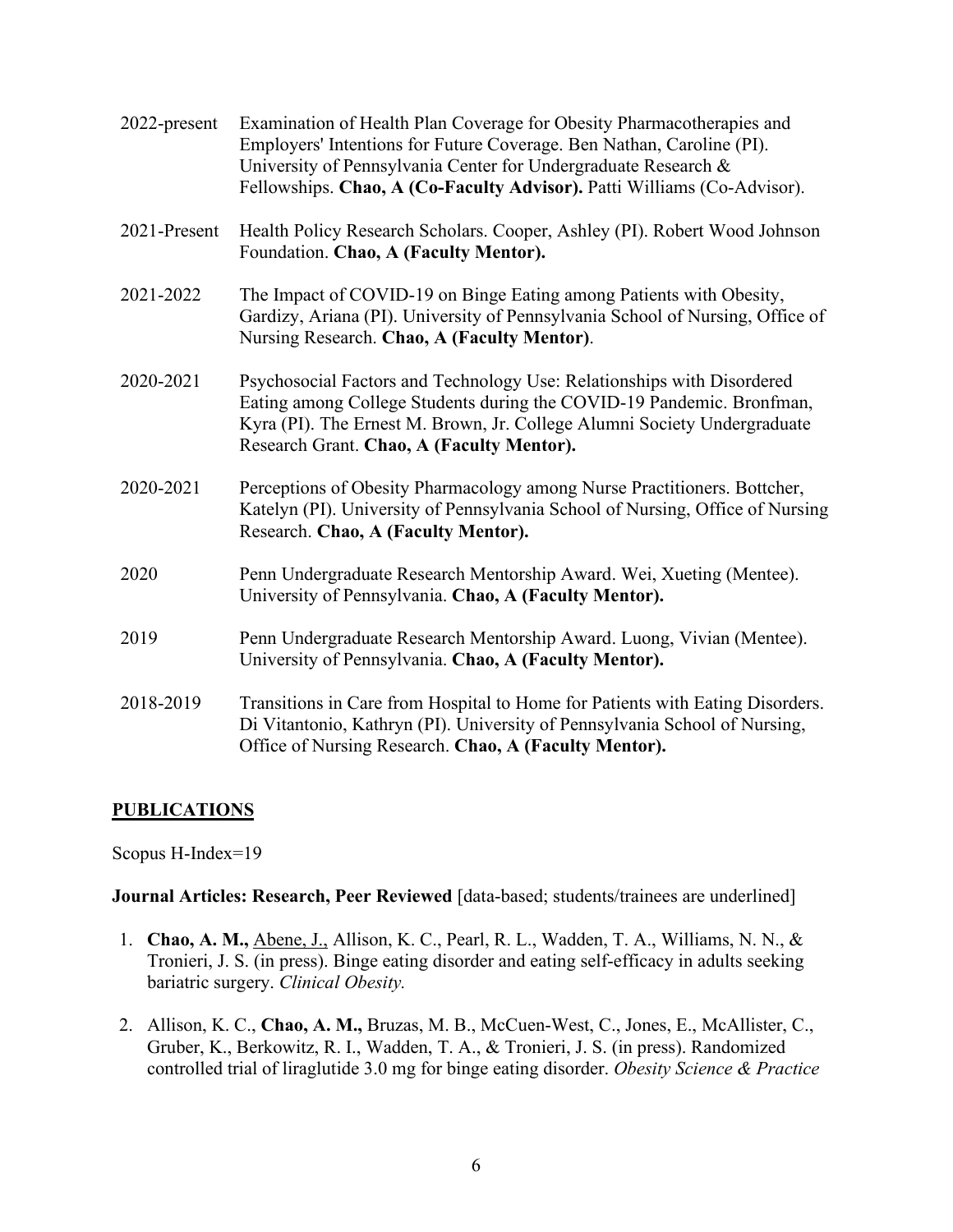2022-present  Examination of Health Plan Coverage for Obesity Pharmacotherapies and Employers' Intentions for Future Coverage. Ben Nathan, Caroline (PI). University of Pennsylvania Center for Undergraduate Research & Fellowships. **Chao, A (Co-Faculty Advisor).** Patti Williams (Co-Advisor).

2021-Present  Health Policy Research Scholars. Cooper, Ashley (PI). Robert Wood Johnson Foundation. **Chao, A (Faculty Mentor).**

2021-2022  The Impact of COVID-19 on Binge Eating among Patients with Obesity, Gardizy, Ariana (PI). University of Pennsylvania School of Nursing, Office of Nursing Research. **Chao, A (Faculty Mentor)**.

2020-2021  Psychosocial Factors and Technology Use: Relationships with Disordered Eating among College Students during the COVID-19 Pandemic. Bronfman, Kyra (PI). The Ernest M. Brown, Jr. College Alumni Society Undergraduate Research Grant. **Chao, A (Faculty Mentor).**

2020-2021  Perceptions of Obesity Pharmacology among Nurse Practitioners. Bottcher, Katelyn (PI). University of Pennsylvania School of Nursing, Office of Nursing Research. **Chao, A (Faculty Mentor).**

2020  Penn Undergraduate Research Mentorship Award. Wei, Xueting (Mentee). University of Pennsylvania. **Chao, A (Faculty Mentor).**

2019  Penn Undergraduate Research Mentorship Award. Luong, Vivian (Mentee). University of Pennsylvania. **Chao, A (Faculty Mentor).**

2018-2019  Transitions in Care from Hospital to Home for Patients with Eating Disorders. Di Vitantonio, Kathryn (PI). University of Pennsylvania School of Nursing, Office of Nursing Research. **Chao, A (Faculty Mentor).**

## PUBLICATIONS

Scopus H-Index=19

**Journal Articles: Research, Peer Reviewed** [data-based; students/trainees are underlined]

1. **Chao, A. M.,** <u>Abene, J.,</u> Allison, K. C., Pearl, R. L., Wadden, T. A., Williams, N. N., & Tronieri, J. S. (in press). Binge eating disorder and eating self-efficacy in adults seeking bariatric surgery. *Clinical Obesity.*

2. Allison, K. C., **Chao, A. M.,** Bruzas, M. B., McCuen-West, C., Jones, E., McAllister, C., Gruber, K., Berkowitz, R. I., Wadden, T. A., & Tronieri, J. S. (in press). Randomized controlled trial of liraglutide 3.0 mg for binge eating disorder. *Obesity Science & Practice*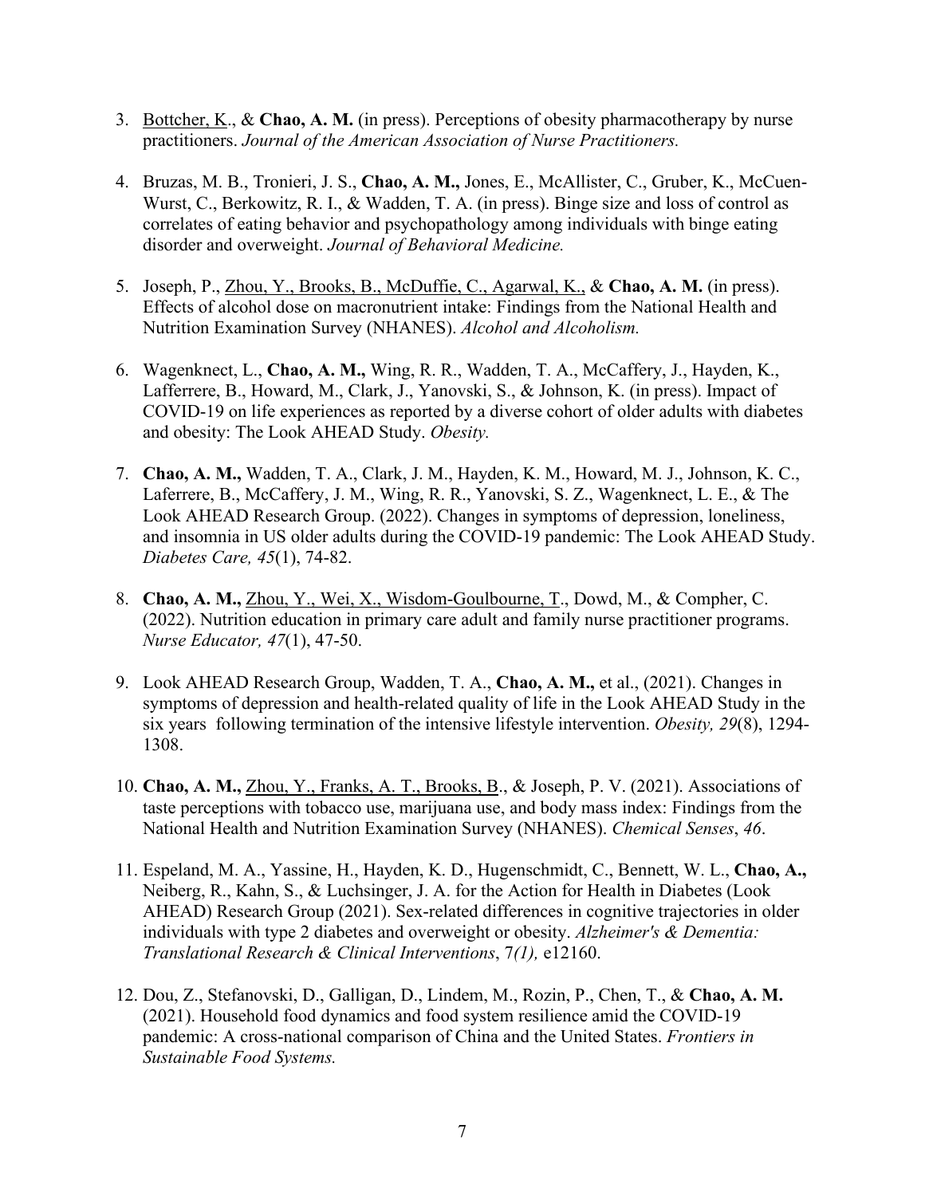3. <u>Bottcher, K</u>., & **Chao, A. M.** (in press). Perceptions of obesity pharmacotherapy by nurse practitioners. *Journal of the American Association of Nurse Practitioners.*

4. Bruzas, M. B., Tronieri, J. S., **Chao, A. M.,** Jones, E., McAllister, C., Gruber, K., McCuen-Wurst, C., Berkowitz, R. I., & Wadden, T. A. (in press). Binge size and loss of control as correlates of eating behavior and psychopathology among individuals with binge eating disorder and overweight. *Journal of Behavioral Medicine.*

5. Joseph, P., <u>Zhou, Y., Brooks, B., McDuffie, C., Agarwal, K.,</u> & **Chao, A. M.** (in press). Effects of alcohol dose on macronutrient intake: Findings from the National Health and Nutrition Examination Survey (NHANES). *Alcohol and Alcoholism.*

6. Wagenknect, L., **Chao, A. M.,** Wing, R. R., Wadden, T. A., McCaffery, J., Hayden, K., Lafferrere, B., Howard, M., Clark, J., Yanovski, S., & Johnson, K. (in press). Impact of COVID-19 on life experiences as reported by a diverse cohort of older adults with diabetes and obesity: The Look AHEAD Study. *Obesity.*

7. **Chao, A. M.,** Wadden, T. A., Clark, J. M., Hayden, K. M., Howard, M. J., Johnson, K. C., Laferrere, B., McCaffery, J. M., Wing, R. R., Yanovski, S. Z., Wagenknect, L. E., & The Look AHEAD Research Group. (2022). Changes in symptoms of depression, loneliness, and insomnia in US older adults during the COVID-19 pandemic: The Look AHEAD Study. *Diabetes Care, 45*(1), 74-82.

8. **Chao, A. M.,** <u>Zhou, Y., Wei, X., Wisdom-Goulbourne, T</u>., Dowd, M., & Compher, C. (2022). Nutrition education in primary care adult and family nurse practitioner programs. *Nurse Educator, 47*(1), 47-50.

9. Look AHEAD Research Group, Wadden, T. A., **Chao, A. M.,** et al., (2021). Changes in symptoms of depression and health-related quality of life in the Look AHEAD Study in the six years following termination of the intensive lifestyle intervention. *Obesity, 29*(8), 1294-1308.

10. **Chao, A. M.,** <u>Zhou, Y., Franks, A. T., Brooks, B</u>., & Joseph, P. V. (2021). Associations of taste perceptions with tobacco use, marijuana use, and body mass index: Findings from the National Health and Nutrition Examination Survey (NHANES). *Chemical Senses*, *46*.

11. Espeland, M. A., Yassine, H., Hayden, K. D., Hugenschmidt, C., Bennett, W. L., **Chao, A.,** Neiberg, R., Kahn, S., & Luchsinger, J. A. for the Action for Health in Diabetes (Look AHEAD) Research Group (2021). Sex-related differences in cognitive trajectories in older individuals with type 2 diabetes and overweight or obesity. *Alzheimer's & Dementia: Translational Research & Clinical Interventions*, 7*(1),* e12160.

12. Dou, Z., Stefanovski, D., Galligan, D., Lindem, M., Rozin, P., Chen, T., & **Chao, A. M.** (2021). Household food dynamics and food system resilience amid the COVID-19 pandemic: A cross-national comparison of China and the United States. *Frontiers in Sustainable Food Systems.*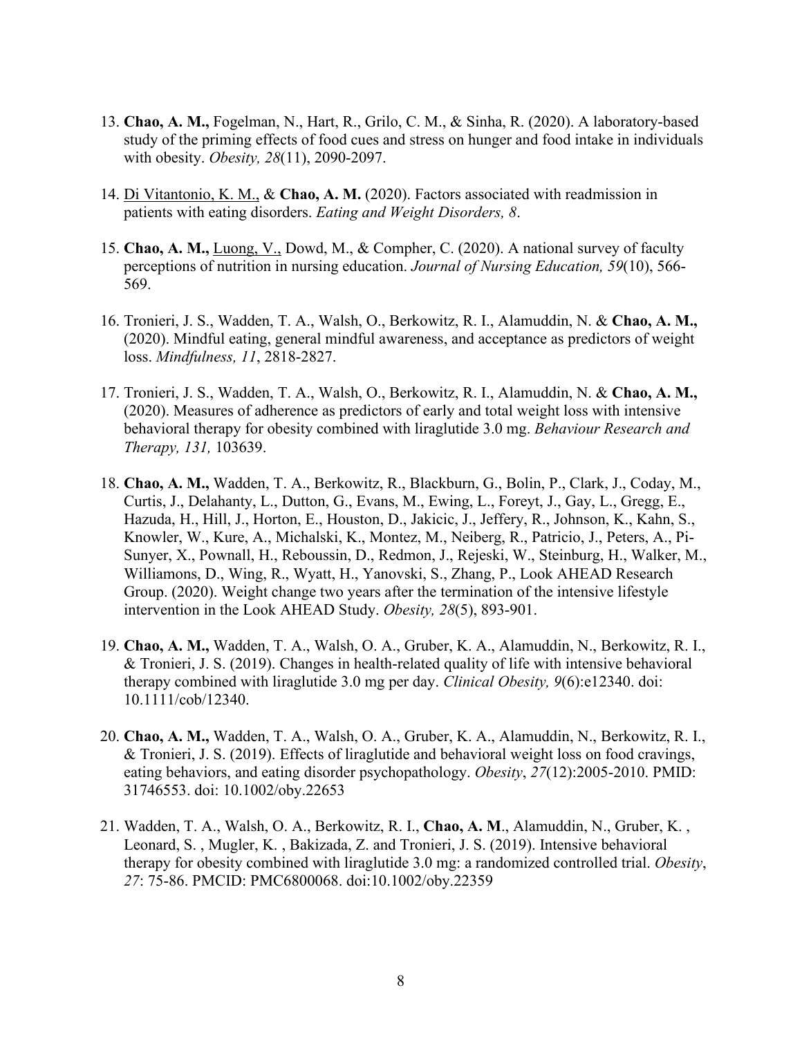13. **Chao, A. M.,** Fogelman, N., Hart, R., Grilo, C. M., & Sinha, R. (2020). A laboratory-based study of the priming effects of food cues and stress on hunger and food intake in individuals with obesity. *Obesity, 28*(11), 2090-2097.

14. <u>Di Vitantonio, K. M.,</u> & **Chao, A. M.** (2020). Factors associated with readmission in patients with eating disorders. *Eating and Weight Disorders, 8*.

15. **Chao, A. M.,** <u>Luong, V.,</u> Dowd, M., & Compher, C. (2020). A national survey of faculty perceptions of nutrition in nursing education. *Journal of Nursing Education, 59*(10), 566-569.

16. Tronieri, J. S., Wadden, T. A., Walsh, O., Berkowitz, R. I., Alamuddin, N. & **Chao, A. M.,** (2020). Mindful eating, general mindful awareness, and acceptance as predictors of weight loss. *Mindfulness, 11*, 2818-2827.

17. Tronieri, J. S., Wadden, T. A., Walsh, O., Berkowitz, R. I., Alamuddin, N. & **Chao, A. M.,** (2020). Measures of adherence as predictors of early and total weight loss with intensive behavioral therapy for obesity combined with liraglutide 3.0 mg. *Behaviour Research and Therapy, 131,* 103639.

18. **Chao, A. M.,** Wadden, T. A., Berkowitz, R., Blackburn, G., Bolin, P., Clark, J., Coday, M., Curtis, J., Delahanty, L., Dutton, G., Evans, M., Ewing, L., Foreyt, J., Gay, L., Gregg, E., Hazuda, H., Hill, J., Horton, E., Houston, D., Jakicic, J., Jeffery, R., Johnson, K., Kahn, S., Knowler, W., Kure, A., Michalski, K., Montez, M., Neiberg, R., Patricio, J., Peters, A., Pi-Sunyer, X., Pownall, H., Reboussin, D., Redmon, J., Rejeski, W., Steinburg, H., Walker, M., Williamons, D., Wing, R., Wyatt, H., Yanovski, S., Zhang, P., Look AHEAD Research Group. (2020). Weight change two years after the termination of the intensive lifestyle intervention in the Look AHEAD Study. *Obesity, 28*(5), 893-901.

19. **Chao, A. M.,** Wadden, T. A., Walsh, O. A., Gruber, K. A., Alamuddin, N., Berkowitz, R. I., & Tronieri, J. S. (2019). Changes in health-related quality of life with intensive behavioral therapy combined with liraglutide 3.0 mg per day. *Clinical Obesity, 9*(6):e12340. doi: 10.1111/cob/12340.

20. **Chao, A. M.,** Wadden, T. A., Walsh, O. A., Gruber, K. A., Alamuddin, N., Berkowitz, R. I., & Tronieri, J. S. (2019). Effects of liraglutide and behavioral weight loss on food cravings, eating behaviors, and eating disorder psychopathology. *Obesity*, *27*(12):2005-2010. PMID: 31746553. doi: 10.1002/oby.22653

21. Wadden, T. A., Walsh, O. A., Berkowitz, R. I., **Chao, A. M**., Alamuddin, N., Gruber, K. , Leonard, S. , Mugler, K. , Bakizada, Z. and Tronieri, J. S. (2019). Intensive behavioral therapy for obesity combined with liraglutide 3.0 mg: a randomized controlled trial. *Obesity*, *27*: 75-86. PMCID: PMC6800068. doi:10.1002/oby.22359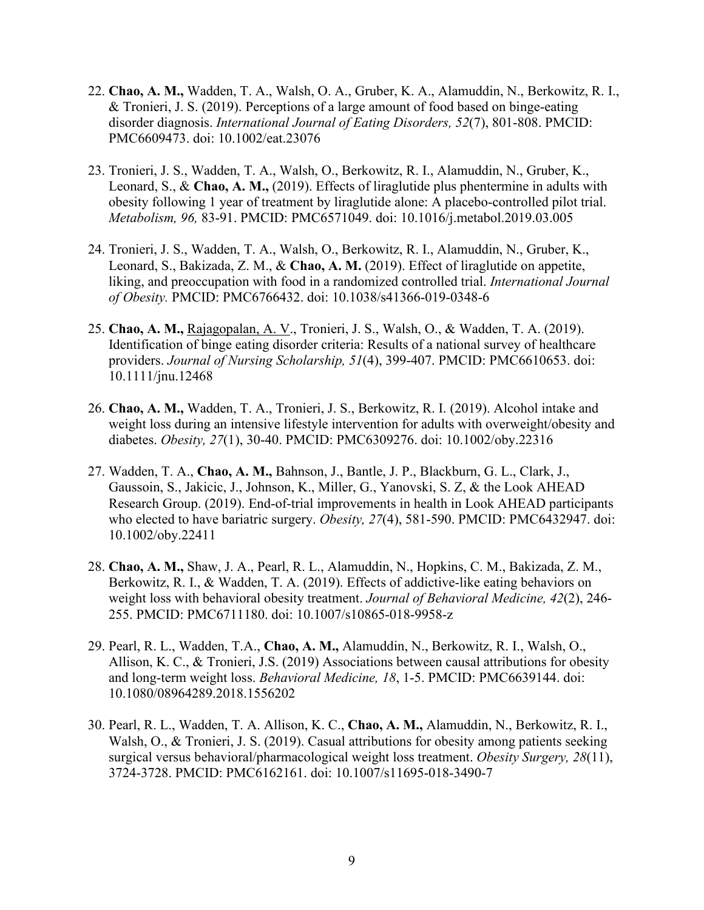22. **Chao, A. M.,** Wadden, T. A., Walsh, O. A., Gruber, K. A., Alamuddin, N., Berkowitz, R. I., & Tronieri, J. S. (2019). Perceptions of a large amount of food based on binge-eating disorder diagnosis. *International Journal of Eating Disorders, 52*(7), 801-808. PMCID: PMC6609473. doi: 10.1002/eat.23076

23. Tronieri, J. S., Wadden, T. A., Walsh, O., Berkowitz, R. I., Alamuddin, N., Gruber, K., Leonard, S., & **Chao, A. M.,** (2019). Effects of liraglutide plus phentermine in adults with obesity following 1 year of treatment by liraglutide alone: A placebo-controlled pilot trial. *Metabolism, 96,* 83-91. PMCID: PMC6571049. doi: 10.1016/j.metabol.2019.03.005

24. Tronieri, J. S., Wadden, T. A., Walsh, O., Berkowitz, R. I., Alamuddin, N., Gruber, K., Leonard, S., Bakizada, Z. M., & **Chao, A. M.** (2019). Effect of liraglutide on appetite, liking, and preoccupation with food in a randomized controlled trial. *International Journal of Obesity.* PMCID: PMC6766432. doi: 10.1038/s41366-019-0348-6

25. **Chao, A. M.,** Rajagopalan, A. V., Tronieri, J. S., Walsh, O., & Wadden, T. A. (2019). Identification of binge eating disorder criteria: Results of a national survey of healthcare providers. *Journal of Nursing Scholarship, 51*(4), 399-407. PMCID: PMC6610653. doi: 10.1111/jnu.12468

26. **Chao, A. M.,** Wadden, T. A., Tronieri, J. S., Berkowitz, R. I. (2019). Alcohol intake and weight loss during an intensive lifestyle intervention for adults with overweight/obesity and diabetes. *Obesity, 27*(1), 30-40. PMCID: PMC6309276. doi: 10.1002/oby.22316

27. Wadden, T. A., **Chao, A. M.,** Bahnson, J., Bantle, J. P., Blackburn, G. L., Clark, J., Gaussoin, S., Jakicic, J., Johnson, K., Miller, G., Yanovski, S. Z, & the Look AHEAD Research Group. (2019). End-of-trial improvements in health in Look AHEAD participants who elected to have bariatric surgery. *Obesity, 27*(4), 581-590. PMCID: PMC6432947. doi: 10.1002/oby.22411

28. **Chao, A. M.,** Shaw, J. A., Pearl, R. L., Alamuddin, N., Hopkins, C. M., Bakizada, Z. M., Berkowitz, R. I., & Wadden, T. A. (2019). Effects of addictive-like eating behaviors on weight loss with behavioral obesity treatment. *Journal of Behavioral Medicine, 42*(2), 246-255. PMCID: PMC6711180. doi: 10.1007/s10865-018-9958-z

29. Pearl, R. L., Wadden, T.A., **Chao, A. M.,** Alamuddin, N., Berkowitz, R. I., Walsh, O., Allison, K. C., & Tronieri, J.S. (2019) Associations between causal attributions for obesity and long-term weight loss. *Behavioral Medicine, 18*, 1-5. PMCID: PMC6639144. doi: 10.1080/08964289.2018.1556202

30. Pearl, R. L., Wadden, T. A. Allison, K. C., **Chao, A. M.,** Alamuddin, N., Berkowitz, R. I., Walsh, O., & Tronieri, J. S. (2019). Casual attributions for obesity among patients seeking surgical versus behavioral/pharmacological weight loss treatment. *Obesity Surgery, 28*(11), 3724-3728. PMCID: PMC6162161. doi: 10.1007/s11695-018-3490-7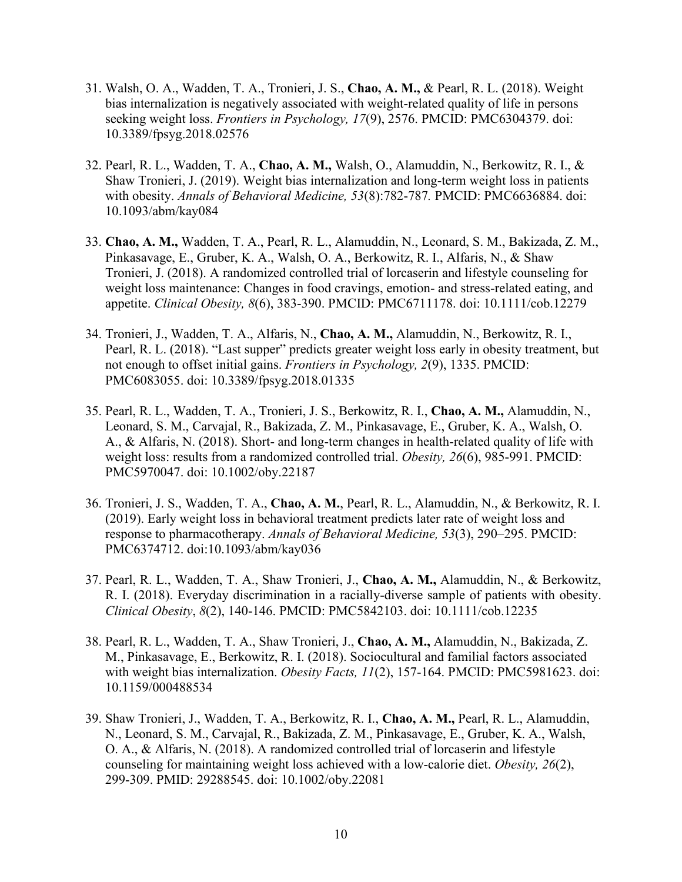31. Walsh, O. A., Wadden, T. A., Tronieri, J. S., **Chao, A. M.,** & Pearl, R. L. (2018). Weight bias internalization is negatively associated with weight-related quality of life in persons seeking weight loss. *Frontiers in Psychology, 17*(9), 2576. PMCID: PMC6304379. doi: 10.3389/fpsyg.2018.02576

32. Pearl, R. L., Wadden, T. A., **Chao, A. M.,** Walsh, O., Alamuddin, N., Berkowitz, R. I., & Shaw Tronieri, J. (2019). Weight bias internalization and long-term weight loss in patients with obesity. *Annals of Behavioral Medicine, 53*(8):782-787. PMCID: PMC6636884. doi: 10.1093/abm/kay084

33. **Chao, A. M.,** Wadden, T. A., Pearl, R. L., Alamuddin, N., Leonard, S. M., Bakizada, Z. M., Pinkasavage, E., Gruber, K. A., Walsh, O. A., Berkowitz, R. I., Alfaris, N., & Shaw Tronieri, J. (2018). A randomized controlled trial of lorcaserin and lifestyle counseling for weight loss maintenance: Changes in food cravings, emotion- and stress-related eating, and appetite. *Clinical Obesity, 8*(6), 383-390. PMCID: PMC6711178. doi: 10.1111/cob.12279

34. Tronieri, J., Wadden, T. A., Alfaris, N., **Chao, A. M.,** Alamuddin, N., Berkowitz, R. I., Pearl, R. L. (2018). "Last supper" predicts greater weight loss early in obesity treatment, but not enough to offset initial gains. *Frontiers in Psychology, 2*(9), 1335. PMCID: PMC6083055. doi: 10.3389/fpsyg.2018.01335

35. Pearl, R. L., Wadden, T. A., Tronieri, J. S., Berkowitz, R. I., **Chao, A. M.,** Alamuddin, N., Leonard, S. M., Carvajal, R., Bakizada, Z. M., Pinkasavage, E., Gruber, K. A., Walsh, O. A., & Alfaris, N. (2018). Short- and long-term changes in health-related quality of life with weight loss: results from a randomized controlled trial. *Obesity, 26*(6), 985-991. PMCID: PMC5970047. doi: 10.1002/oby.22187

36. Tronieri, J. S., Wadden, T. A., **Chao, A. M.**, Pearl, R. L., Alamuddin, N., & Berkowitz, R. I. (2019). Early weight loss in behavioral treatment predicts later rate of weight loss and response to pharmacotherapy. *Annals of Behavioral Medicine, 53*(3), 290–295. PMCID: PMC6374712. doi:10.1093/abm/kay036

37. Pearl, R. L., Wadden, T. A., Shaw Tronieri, J., **Chao, A. M.,** Alamuddin, N., & Berkowitz, R. I. (2018). Everyday discrimination in a racially-diverse sample of patients with obesity. *Clinical Obesity*, *8*(2), 140-146. PMCID: PMC5842103. doi: 10.1111/cob.12235

38. Pearl, R. L., Wadden, T. A., Shaw Tronieri, J., **Chao, A. M.,** Alamuddin, N., Bakizada, Z. M., Pinkasavage, E., Berkowitz, R. I. (2018). Sociocultural and familial factors associated with weight bias internalization. *Obesity Facts, 11*(2), 157-164. PMCID: PMC5981623. doi: 10.1159/000488534

39. Shaw Tronieri, J., Wadden, T. A., Berkowitz, R. I., **Chao, A. M.,** Pearl, R. L., Alamuddin, N., Leonard, S. M., Carvajal, R., Bakizada, Z. M., Pinkasavage, E., Gruber, K. A., Walsh, O. A., & Alfaris, N. (2018). A randomized controlled trial of lorcaserin and lifestyle counseling for maintaining weight loss achieved with a low-calorie diet. *Obesity, 26*(2), 299-309. PMID: 29288545. doi: 10.1002/oby.22081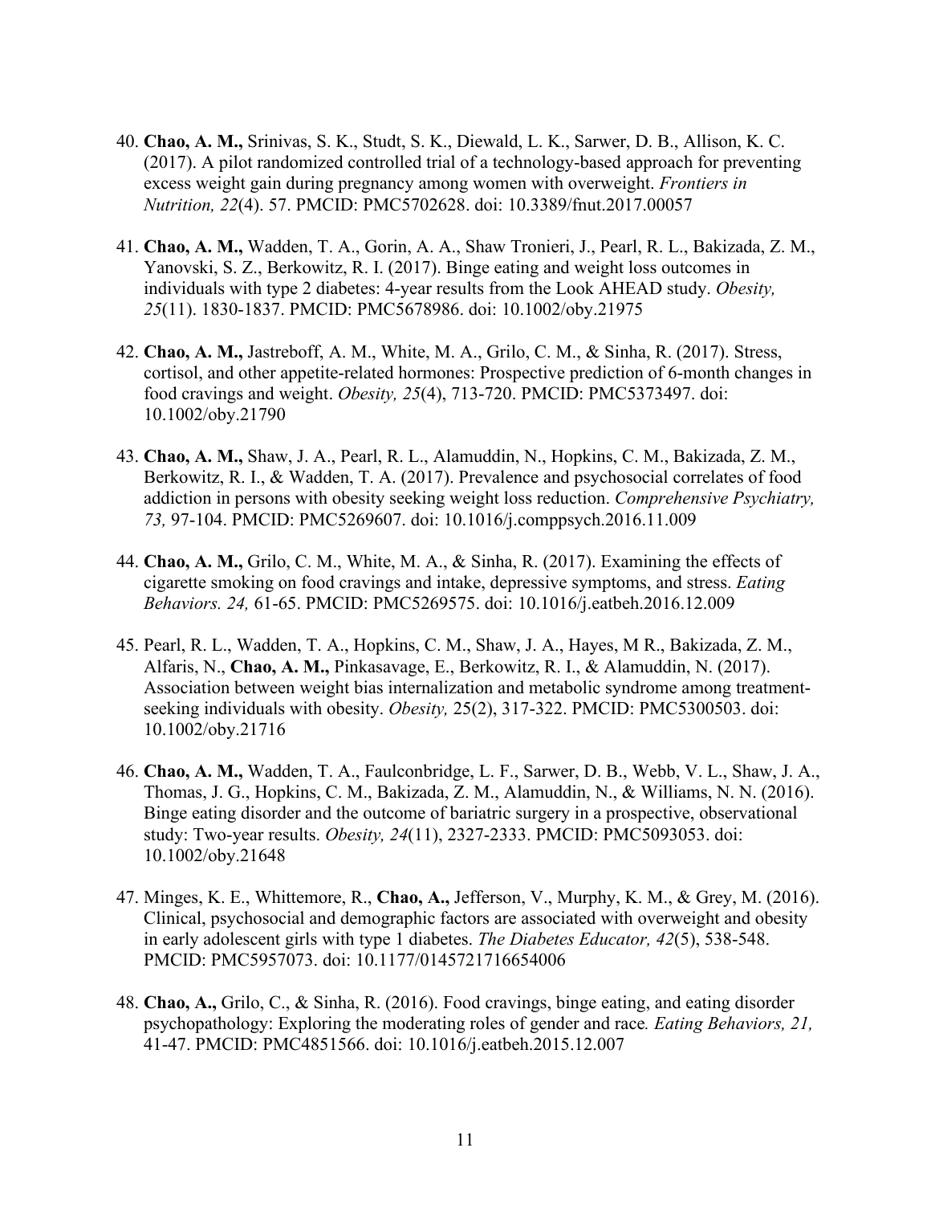40. **Chao, A. M.,** Srinivas, S. K., Studt, S. K., Diewald, L. K., Sarwer, D. B., Allison, K. C. (2017). A pilot randomized controlled trial of a technology-based approach for preventing excess weight gain during pregnancy among women with overweight. *Frontiers in Nutrition, 22*(4). 57. PMCID: PMC5702628. doi: 10.3389/fnut.2017.00057

41. **Chao, A. M.,** Wadden, T. A., Gorin, A. A., Shaw Tronieri, J., Pearl, R. L., Bakizada, Z. M., Yanovski, S. Z., Berkowitz, R. I. (2017). Binge eating and weight loss outcomes in individuals with type 2 diabetes: 4-year results from the Look AHEAD study. *Obesity, 25*(11). 1830-1837. PMCID: PMC5678986. doi: 10.1002/oby.21975

42. **Chao, A. M.,** Jastreboff, A. M., White, M. A., Grilo, C. M., & Sinha, R. (2017). Stress, cortisol, and other appetite-related hormones: Prospective prediction of 6-month changes in food cravings and weight. *Obesity, 25*(4), 713-720. PMCID: PMC5373497. doi: 10.1002/oby.21790

43. **Chao, A. M.,** Shaw, J. A., Pearl, R. L., Alamuddin, N., Hopkins, C. M., Bakizada, Z. M., Berkowitz, R. I., & Wadden, T. A. (2017). Prevalence and psychosocial correlates of food addiction in persons with obesity seeking weight loss reduction. *Comprehensive Psychiatry, 73,* 97-104. PMCID: PMC5269607. doi: 10.1016/j.comppsych.2016.11.009

44. **Chao, A. M.,** Grilo, C. M., White, M. A., & Sinha, R. (2017). Examining the effects of cigarette smoking on food cravings and intake, depressive symptoms, and stress. *Eating Behaviors. 24,* 61-65. PMCID: PMC5269575. doi: 10.1016/j.eatbeh.2016.12.009

45. Pearl, R. L., Wadden, T. A., Hopkins, C. M., Shaw, J. A., Hayes, M R., Bakizada, Z. M., Alfaris, N., **Chao, A. M.,** Pinkasavage, E., Berkowitz, R. I., & Alamuddin, N. (2017). Association between weight bias internalization and metabolic syndrome among treatment-seeking individuals with obesity. *Obesity,* 25(2), 317-322. PMCID: PMC5300503. doi: 10.1002/oby.21716

46. **Chao, A. M.,** Wadden, T. A., Faulconbridge, L. F., Sarwer, D. B., Webb, V. L., Shaw, J. A., Thomas, J. G., Hopkins, C. M., Bakizada, Z. M., Alamuddin, N., & Williams, N. N. (2016). Binge eating disorder and the outcome of bariatric surgery in a prospective, observational study: Two-year results. *Obesity, 24*(11), 2327-2333. PMCID: PMC5093053. doi: 10.1002/oby.21648

47. Minges, K. E., Whittemore, R., **Chao, A.,** Jefferson, V., Murphy, K. M., & Grey, M. (2016). Clinical, psychosocial and demographic factors are associated with overweight and obesity in early adolescent girls with type 1 diabetes. *The Diabetes Educator, 42*(5), 538-548. PMCID: PMC5957073. doi: 10.1177/0145721716654006

48. **Chao, A.,** Grilo, C., & Sinha, R. (2016). Food cravings, binge eating, and eating disorder psychopathology: Exploring the moderating roles of gender and race*. Eating Behaviors, 21,* 41-47. PMCID: PMC4851566. doi: 10.1016/j.eatbeh.2015.12.007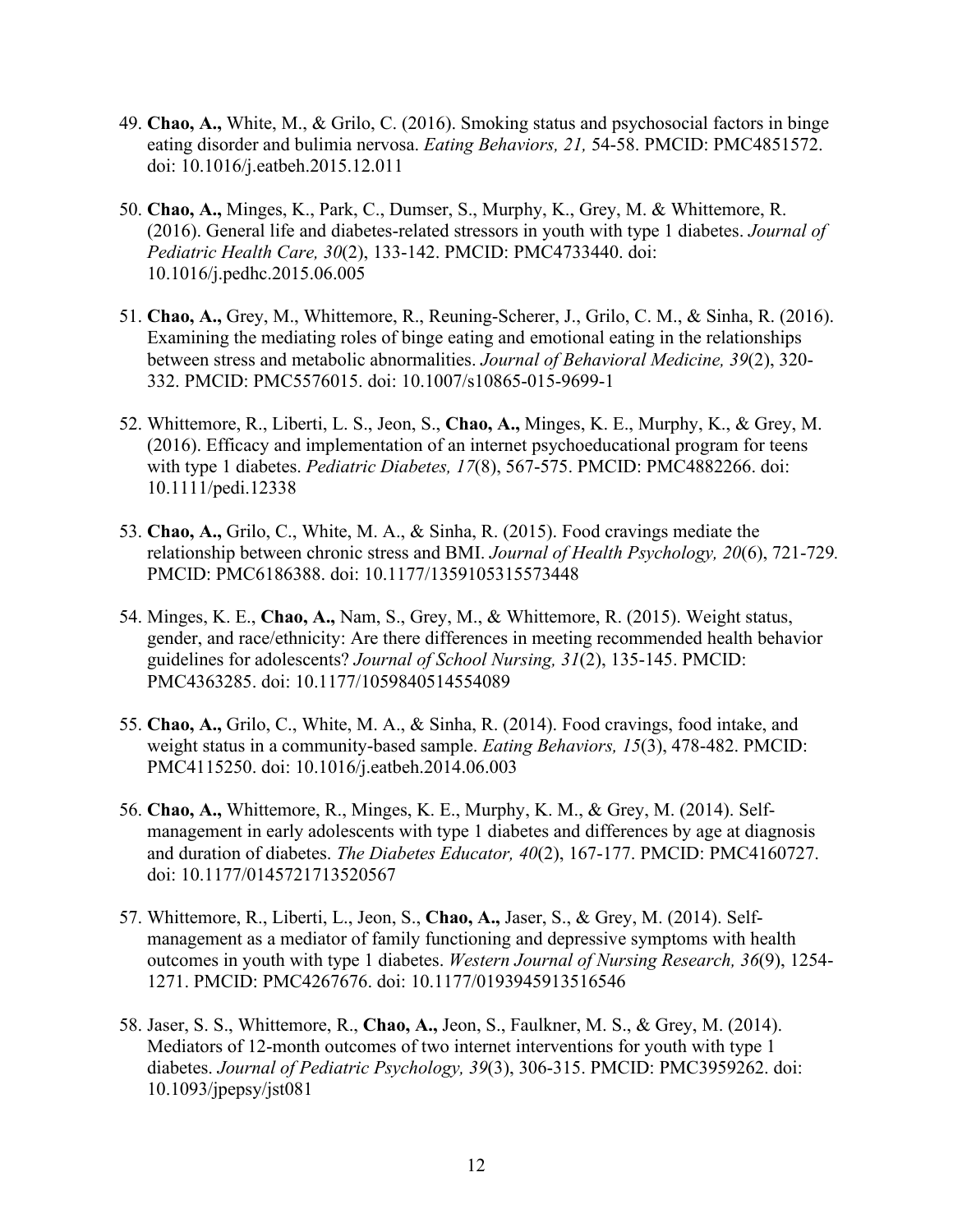49. **Chao, A.,** White, M., & Grilo, C. (2016). Smoking status and psychosocial factors in binge eating disorder and bulimia nervosa. *Eating Behaviors, 21,* 54-58. PMCID: PMC4851572. doi: 10.1016/j.eatbeh.2015.12.011

50. **Chao, A.,** Minges, K., Park, C., Dumser, S., Murphy, K., Grey, M. & Whittemore, R. (2016). General life and diabetes-related stressors in youth with type 1 diabetes. *Journal of Pediatric Health Care, 30*(2), 133-142. PMCID: PMC4733440. doi: 10.1016/j.pedhc.2015.06.005

51. **Chao, A.,** Grey, M., Whittemore, R., Reuning-Scherer, J., Grilo, C. M., & Sinha, R. (2016). Examining the mediating roles of binge eating and emotional eating in the relationships between stress and metabolic abnormalities. *Journal of Behavioral Medicine, 39*(2), 320-332. PMCID: PMC5576015. doi: 10.1007/s10865-015-9699-1

52. Whittemore, R., Liberti, L. S., Jeon, S., **Chao, A.,** Minges, K. E., Murphy, K., & Grey, M. (2016). Efficacy and implementation of an internet psychoeducational program for teens with type 1 diabetes. *Pediatric Diabetes, 17*(8), 567-575. PMCID: PMC4882266. doi: 10.1111/pedi.12338

53. **Chao, A.,** Grilo, C., White, M. A., & Sinha, R. (2015). Food cravings mediate the relationship between chronic stress and BMI. *Journal of Health Psychology, 20*(6), 721-729. PMCID: PMC6186388. doi: 10.1177/1359105315573448

54. Minges, K. E., **Chao, A.,** Nam, S., Grey, M., & Whittemore, R. (2015). Weight status, gender, and race/ethnicity: Are there differences in meeting recommended health behavior guidelines for adolescents? *Journal of School Nursing, 31*(2), 135-145. PMCID: PMC4363285. doi: 10.1177/1059840514554089

55. **Chao, A.,** Grilo, C., White, M. A., & Sinha, R. (2014). Food cravings, food intake, and weight status in a community-based sample. *Eating Behaviors, 15*(3), 478-482. PMCID: PMC4115250. doi: 10.1016/j.eatbeh.2014.06.003

56. **Chao, A.,** Whittemore, R., Minges, K. E., Murphy, K. M., & Grey, M. (2014). Self-management in early adolescents with type 1 diabetes and differences by age at diagnosis and duration of diabetes. *The Diabetes Educator, 40*(2), 167-177. PMCID: PMC4160727. doi: 10.1177/0145721713520567

57. Whittemore, R., Liberti, L., Jeon, S., **Chao, A.,** Jaser, S., & Grey, M. (2014). Self-management as a mediator of family functioning and depressive symptoms with health outcomes in youth with type 1 diabetes. *Western Journal of Nursing Research, 36*(9), 1254-1271. PMCID: PMC4267676. doi: 10.1177/0193945913516546

58. Jaser, S. S., Whittemore, R., **Chao, A.,** Jeon, S., Faulkner, M. S., & Grey, M. (2014). Mediators of 12-month outcomes of two internet interventions for youth with type 1 diabetes. *Journal of Pediatric Psychology, 39*(3), 306-315. PMCID: PMC3959262. doi: 10.1093/jpepsy/jst081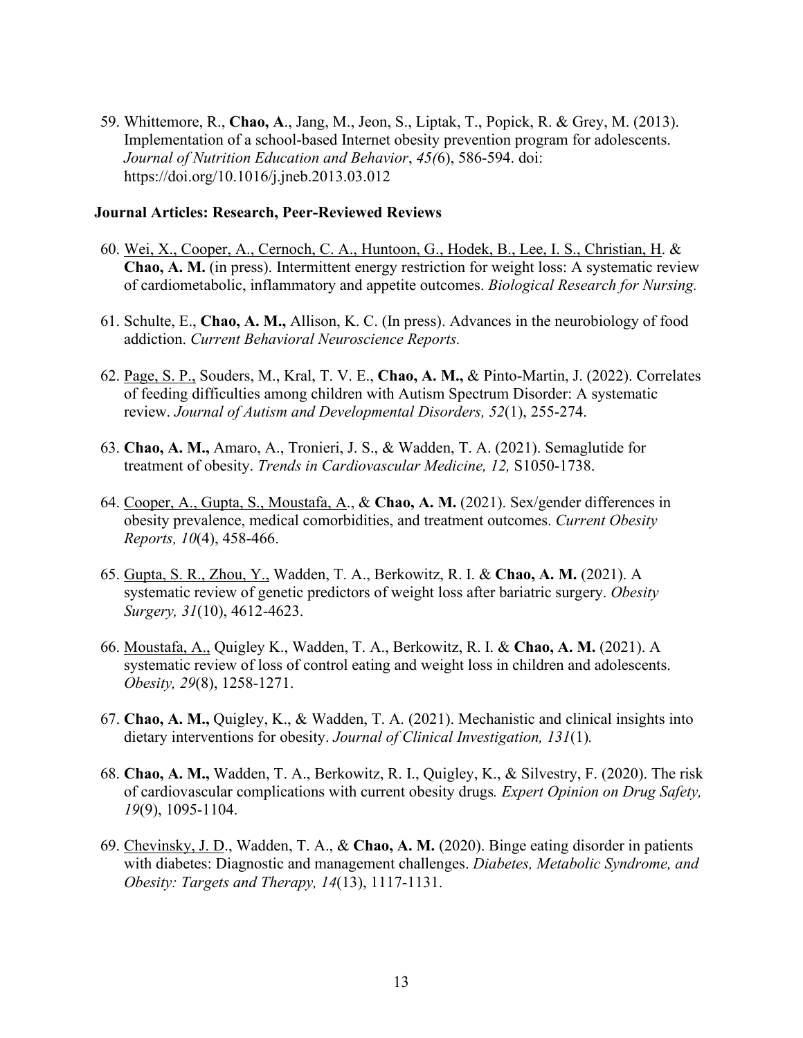59. Whittemore, R., **Chao, A**., Jang, M., Jeon, S., Liptak, T., Popick, R. & Grey, M. (2013). Implementation of a school-based Internet obesity prevention program for adolescents. *Journal of Nutrition Education and Behavior*, *45(*6), 586-594. doi: https://doi.org/10.1016/j.jneb.2013.03.012

**Journal Articles: Research, Peer-Reviewed Reviews**

60. <u>Wei, X., Cooper, A., Cernoch, C. A., Huntoon, G., Hodek, B., Lee, I. S., Christian, H</u>. & **Chao, A. M.** (in press). Intermittent energy restriction for weight loss: A systematic review of cardiometabolic, inflammatory and appetite outcomes. *Biological Research for Nursing.*

61. Schulte, E., **Chao, A. M.,** Allison, K. C. (In press). Advances in the neurobiology of food addiction. *Current Behavioral Neuroscience Reports.*

62. <u>Page, S. P.,</u> Souders, M., Kral, T. V. E., **Chao, A. M.,** & Pinto-Martin, J. (2022). Correlates of feeding difficulties among children with Autism Spectrum Disorder: A systematic review. *Journal of Autism and Developmental Disorders, 52*(1), 255-274.

63. **Chao, A. M.,** Amaro, A., Tronieri, J. S., & Wadden, T. A. (2021). Semaglutide for treatment of obesity. *Trends in Cardiovascular Medicine, 12,* S1050-1738.

64. <u>Cooper, A., Gupta, S., Moustafa, A</u>., & **Chao, A. M.** (2021). Sex/gender differences in obesity prevalence, medical comorbidities, and treatment outcomes. *Current Obesity Reports, 10*(4), 458-466.

65. <u>Gupta, S. R., Zhou, Y.,</u> Wadden, T. A., Berkowitz, R. I. & **Chao, A. M.** (2021). A systematic review of genetic predictors of weight loss after bariatric surgery. *Obesity Surgery, 31*(10), 4612-4623.

66. <u>Moustafa, A.,</u> Quigley K., Wadden, T. A., Berkowitz, R. I. & **Chao, A. M.** (2021). A systematic review of loss of control eating and weight loss in children and adolescents. *Obesity, 29*(8), 1258-1271.

67. **Chao, A. M.,** Quigley, K., & Wadden, T. A. (2021). Mechanistic and clinical insights into dietary interventions for obesity. *Journal of Clinical Investigation, 131*(1)*.*

68. **Chao, A. M.,** Wadden, T. A., Berkowitz, R. I., Quigley, K., & Silvestry, F. (2020). The risk of cardiovascular complications with current obesity drugs*. Expert Opinion on Drug Safety, 19*(9), 1095-1104.

69. <u>Chevinsky, J. D</u>., Wadden, T. A., & **Chao, A. M.** (2020). Binge eating disorder in patients with diabetes: Diagnostic and management challenges. *Diabetes, Metabolic Syndrome, and Obesity: Targets and Therapy, 14*(13), 1117-1131.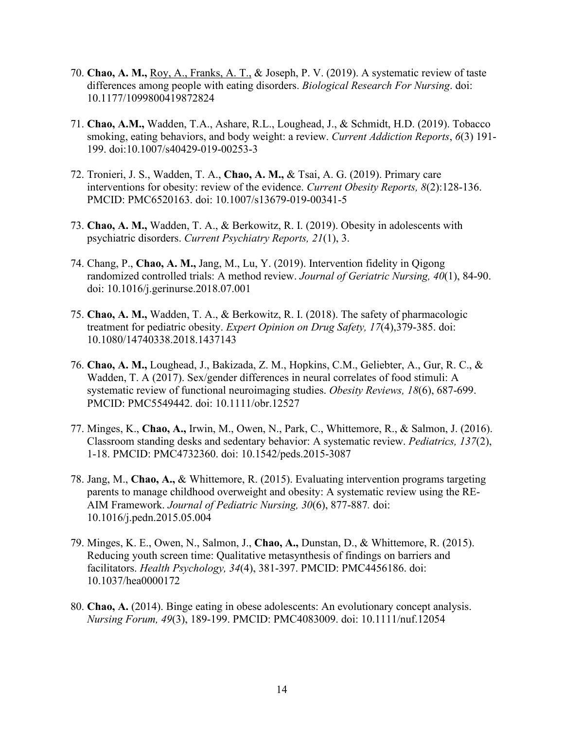70. **Chao, A. M.,** Roy, A., Franks, A. T., & Joseph, P. V. (2019). A systematic review of taste differences among people with eating disorders. *Biological Research For Nursing*. doi: 10.1177/1099800419872824

71. **Chao, A.M.,** Wadden, T.A., Ashare, R.L., Loughead, J., & Schmidt, H.D. (2019). Tobacco smoking, eating behaviors, and body weight: a review. *Current Addiction Reports*, *6*(3) 191-199. doi:10.1007/s40429-019-00253-3

72. Tronieri, J. S., Wadden, T. A., **Chao, A. M.,** & Tsai, A. G. (2019). Primary care interventions for obesity: review of the evidence. *Current Obesity Reports, 8*(2):128-136. PMCID: PMC6520163. doi: 10.1007/s13679-019-00341-5

73. **Chao, A. M.,** Wadden, T. A., & Berkowitz, R. I. (2019). Obesity in adolescents with psychiatric disorders. *Current Psychiatry Reports, 21*(1), 3.

74. Chang, P., **Chao, A. M.,** Jang, M., Lu, Y. (2019). Intervention fidelity in Qigong randomized controlled trials: A method review. *Journal of Geriatric Nursing, 40*(1), 84-90. doi: 10.1016/j.gerinurse.2018.07.001

75. **Chao, A. M.,** Wadden, T. A., & Berkowitz, R. I. (2018). The safety of pharmacologic treatment for pediatric obesity. *Expert Opinion on Drug Safety, 17*(4),379-385. doi: 10.1080/14740338.2018.1437143

76. **Chao, A. M.,** Loughead, J., Bakizada, Z. M., Hopkins, C.M., Geliebter, A., Gur, R. C., & Wadden, T. A (2017). Sex/gender differences in neural correlates of food stimuli: A systematic review of functional neuroimaging studies. *Obesity Reviews, 18*(6), 687-699. PMCID: PMC5549442. doi: 10.1111/obr.12527

77. Minges, K., **Chao, A.,** Irwin, M., Owen, N., Park, C., Whittemore, R., & Salmon, J. (2016). Classroom standing desks and sedentary behavior: A systematic review. *Pediatrics, 137*(2), 1-18. PMCID: PMC4732360. doi: 10.1542/peds.2015-3087

78. Jang, M., **Chao, A.,** & Whittemore, R. (2015). Evaluating intervention programs targeting parents to manage childhood overweight and obesity: A systematic review using the RE-AIM Framework. *Journal of Pediatric Nursing, 30*(6), 877-887. doi: 10.1016/j.pedn.2015.05.004

79. Minges, K. E., Owen, N., Salmon, J., **Chao, A.,** Dunstan, D., & Whittemore, R. (2015). Reducing youth screen time: Qualitative metasynthesis of findings on barriers and facilitators. *Health Psychology, 34*(4), 381-397. PMCID: PMC4456186. doi: 10.1037/hea0000172

80. **Chao, A.** (2014). Binge eating in obese adolescents: An evolutionary concept analysis. *Nursing Forum, 49*(3), 189-199. PMCID: PMC4083009. doi: 10.1111/nuf.12054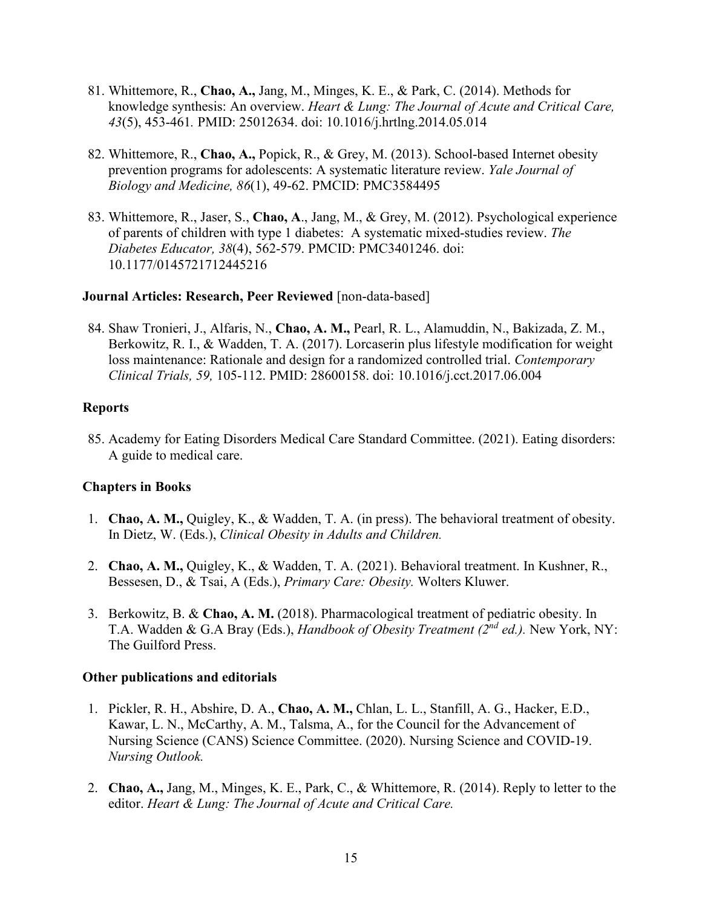81. Whittemore, R., **Chao, A.,** Jang, M., Minges, K. E., & Park, C. (2014). Methods for knowledge synthesis: An overview. *Heart & Lung: The Journal of Acute and Critical Care, 43*(5), 453-461. PMID: 25012634. doi: 10.1016/j.hrtlng.2014.05.014

82. Whittemore, R., **Chao, A.,** Popick, R., & Grey, M. (2013). School-based Internet obesity prevention programs for adolescents: A systematic literature review. *Yale Journal of Biology and Medicine, 86*(1), 49-62. PMCID: PMC3584495

83. Whittemore, R., Jaser, S., **Chao, A**., Jang, M., & Grey, M. (2012). Psychological experience of parents of children with type 1 diabetes: A systematic mixed-studies review. *The Diabetes Educator, 38*(4), 562-579. PMCID: PMC3401246. doi: 10.1177/0145721712445216

**Journal Articles: Research, Peer Reviewed** [non-data-based]

84. Shaw Tronieri, J., Alfaris, N., **Chao, A. M.,** Pearl, R. L., Alamuddin, N., Bakizada, Z. M., Berkowitz, R. I., & Wadden, T. A. (2017). Lorcaserin plus lifestyle modification for weight loss maintenance: Rationale and design for a randomized controlled trial. *Contemporary Clinical Trials, 59,* 105-112. PMID: 28600158. doi: 10.1016/j.cct.2017.06.004

**Reports**

85. Academy for Eating Disorders Medical Care Standard Committee. (2021). Eating disorders: A guide to medical care.

**Chapters in Books**

1. **Chao, A. M.,** Quigley, K., & Wadden, T. A. (in press). The behavioral treatment of obesity. In Dietz, W. (Eds.), *Clinical Obesity in Adults and Children.*

2. **Chao, A. M.,** Quigley, K., & Wadden, T. A. (2021). Behavioral treatment. In Kushner, R., Bessesen, D., & Tsai, A (Eds.), *Primary Care: Obesity.* Wolters Kluwer.

3. Berkowitz, B. & **Chao, A. M.** (2018). Pharmacological treatment of pediatric obesity. In T.A. Wadden & G.A Bray (Eds.), *Handbook of Obesity Treatment (2nd ed.).* New York, NY: The Guilford Press.

**Other publications and editorials**

1. Pickler, R. H., Abshire, D. A., **Chao, A. M.,** Chlan, L. L., Stanfill, A. G., Hacker, E.D., Kawar, L. N., McCarthy, A. M., Talsma, A., for the Council for the Advancement of Nursing Science (CANS) Science Committee. (2020). Nursing Science and COVID-19. *Nursing Outlook.*

2. **Chao, A.,** Jang, M., Minges, K. E., Park, C., & Whittemore, R. (2014). Reply to letter to the editor. *Heart & Lung: The Journal of Acute and Critical Care.*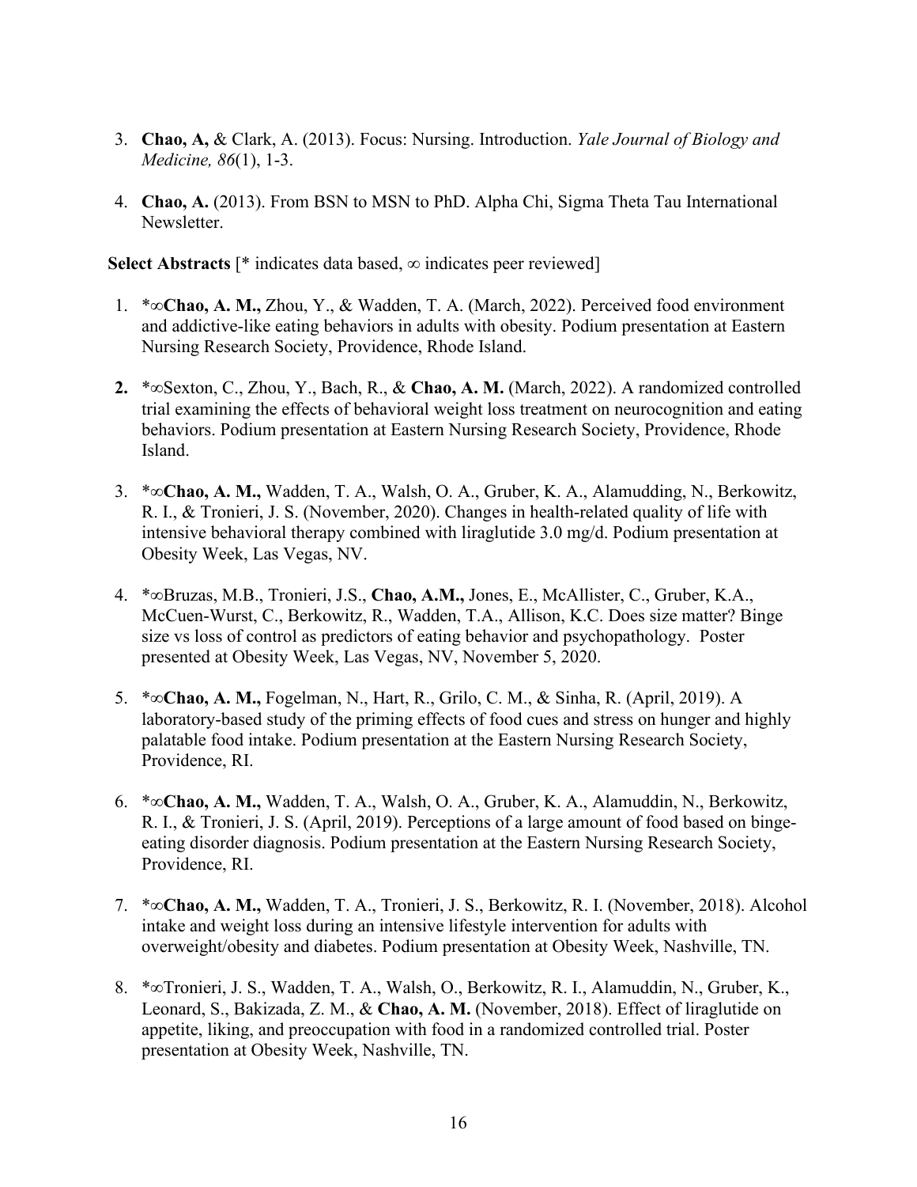3. **Chao, A,** & Clark, A. (2013). Focus: Nursing. Introduction. *Yale Journal of Biology and Medicine, 86*(1), 1-3.

4. **Chao, A.** (2013). From BSN to MSN to PhD. Alpha Chi, Sigma Theta Tau International Newsletter.

**Select Abstracts** [* indicates data based, ∞ indicates peer reviewed]

1. *∞**Chao, A. M.,** Zhou, Y., & Wadden, T. A. (March, 2022). Perceived food environment and addictive-like eating behaviors in adults with obesity. Podium presentation at Eastern Nursing Research Society, Providence, Rhode Island.

2. *∞Sexton, C., Zhou, Y., Bach, R., & **Chao, A. M.** (March, 2022). A randomized controlled trial examining the effects of behavioral weight loss treatment on neurocognition and eating behaviors. Podium presentation at Eastern Nursing Research Society, Providence, Rhode Island.

3. *∞**Chao, A. M.,** Wadden, T. A., Walsh, O. A., Gruber, K. A., Alamudding, N., Berkowitz, R. I., & Tronieri, J. S. (November, 2020). Changes in health-related quality of life with intensive behavioral therapy combined with liraglutide 3.0 mg/d. Podium presentation at Obesity Week, Las Vegas, NV.

4. *∞Bruzas, M.B., Tronieri, J.S., **Chao, A.M.,** Jones, E., McAllister, C., Gruber, K.A., McCuen-Wurst, C., Berkowitz, R., Wadden, T.A., Allison, K.C. Does size matter? Binge size vs loss of control as predictors of eating behavior and psychopathology. Poster presented at Obesity Week, Las Vegas, NV, November 5, 2020.

5. *∞**Chao, A. M.,** Fogelman, N., Hart, R., Grilo, C. M., & Sinha, R. (April, 2019). A laboratory-based study of the priming effects of food cues and stress on hunger and highly palatable food intake. Podium presentation at the Eastern Nursing Research Society, Providence, RI.

6. *∞**Chao, A. M.,** Wadden, T. A., Walsh, O. A., Gruber, K. A., Alamuddin, N., Berkowitz, R. I., & Tronieri, J. S. (April, 2019). Perceptions of a large amount of food based on binge-eating disorder diagnosis. Podium presentation at the Eastern Nursing Research Society, Providence, RI.

7. *∞**Chao, A. M.,** Wadden, T. A., Tronieri, J. S., Berkowitz, R. I. (November, 2018). Alcohol intake and weight loss during an intensive lifestyle intervention for adults with overweight/obesity and diabetes. Podium presentation at Obesity Week, Nashville, TN.

8. *∞Tronieri, J. S., Wadden, T. A., Walsh, O., Berkowitz, R. I., Alamuddin, N., Gruber, K., Leonard, S., Bakizada, Z. M., & **Chao, A. M.** (November, 2018). Effect of liraglutide on appetite, liking, and preoccupation with food in a randomized controlled trial. Poster presentation at Obesity Week, Nashville, TN.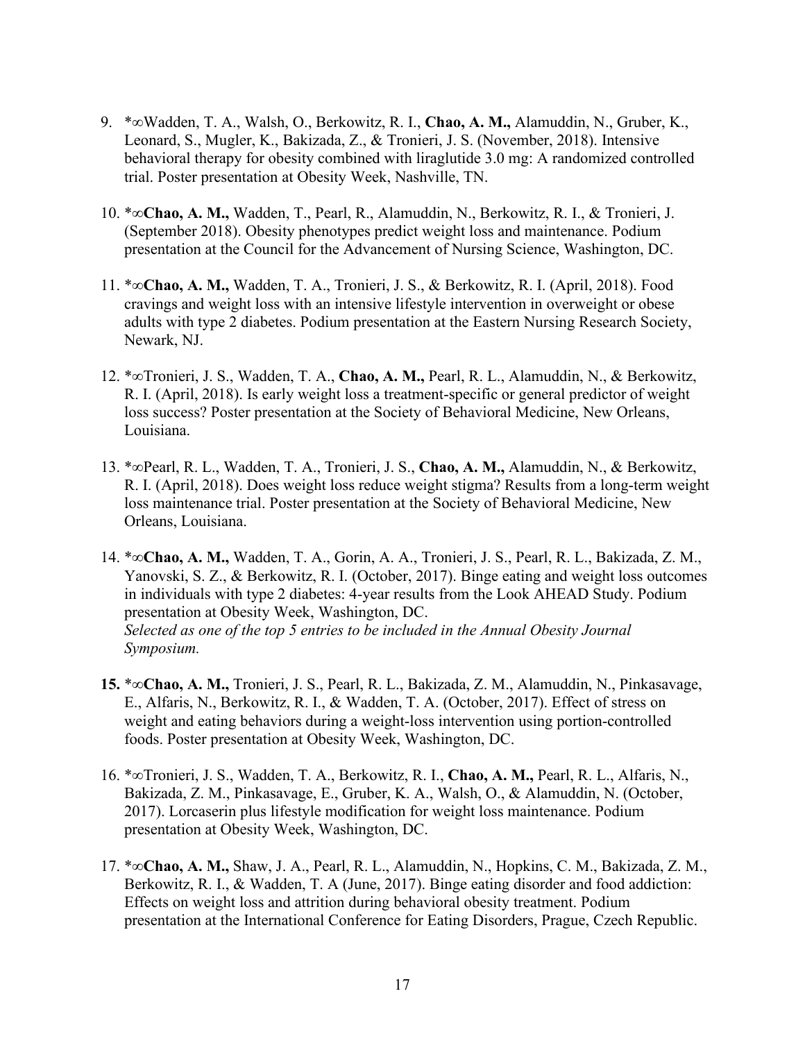9. *∞Wadden, T. A., Walsh, O., Berkowitz, R. I., **Chao, A. M.,** Alamuddin, N., Gruber, K., Leonard, S., Mugler, K., Bakizada, Z., & Tronieri, J. S. (November, 2018). Intensive behavioral therapy for obesity combined with liraglutide 3.0 mg: A randomized controlled trial. Poster presentation at Obesity Week, Nashville, TN.

10. *∞**Chao, A. M.,** Wadden, T., Pearl, R., Alamuddin, N., Berkowitz, R. I., & Tronieri, J. (September 2018). Obesity phenotypes predict weight loss and maintenance. Podium presentation at the Council for the Advancement of Nursing Science, Washington, DC.

11. *∞**Chao, A. M.,** Wadden, T. A., Tronieri, J. S., & Berkowitz, R. I. (April, 2018). Food cravings and weight loss with an intensive lifestyle intervention in overweight or obese adults with type 2 diabetes. Podium presentation at the Eastern Nursing Research Society, Newark, NJ.

12. *∞Tronieri, J. S., Wadden, T. A., **Chao, A. M.,** Pearl, R. L., Alamuddin, N., & Berkowitz, R. I. (April, 2018). Is early weight loss a treatment-specific or general predictor of weight loss success? Poster presentation at the Society of Behavioral Medicine, New Orleans, Louisiana.

13. *∞Pearl, R. L., Wadden, T. A., Tronieri, J. S., **Chao, A. M.,** Alamuddin, N., & Berkowitz, R. I. (April, 2018). Does weight loss reduce weight stigma? Results from a long-term weight loss maintenance trial. Poster presentation at the Society of Behavioral Medicine, New Orleans, Louisiana.

14. *∞**Chao, A. M.,** Wadden, T. A., Gorin, A. A., Tronieri, J. S., Pearl, R. L., Bakizada, Z. M., Yanovski, S. Z., & Berkowitz, R. I. (October, 2017). Binge eating and weight loss outcomes in individuals with type 2 diabetes: 4-year results from the Look AHEAD Study. Podium presentation at Obesity Week, Washington, DC.
    *Selected as one of the top 5 entries to be included in the Annual Obesity Journal Symposium.*

15. *∞**Chao, A. M.,** Tronieri, J. S., Pearl, R. L., Bakizada, Z. M., Alamuddin, N., Pinkasavage, E., Alfaris, N., Berkowitz, R. I., & Wadden, T. A. (October, 2017). Effect of stress on weight and eating behaviors during a weight-loss intervention using portion-controlled foods. Poster presentation at Obesity Week, Washington, DC.

16. *∞Tronieri, J. S., Wadden, T. A., Berkowitz, R. I., **Chao, A. M.,** Pearl, R. L., Alfaris, N., Bakizada, Z. M., Pinkasavage, E., Gruber, K. A., Walsh, O., & Alamuddin, N. (October, 2017). Lorcaserin plus lifestyle modification for weight loss maintenance. Podium presentation at Obesity Week, Washington, DC.

17. *∞**Chao, A. M.,** Shaw, J. A., Pearl, R. L., Alamuddin, N., Hopkins, C. M., Bakizada, Z. M., Berkowitz, R. I., & Wadden, T. A (June, 2017). Binge eating disorder and food addiction: Effects on weight loss and attrition during behavioral obesity treatment. Podium presentation at the International Conference for Eating Disorders, Prague, Czech Republic.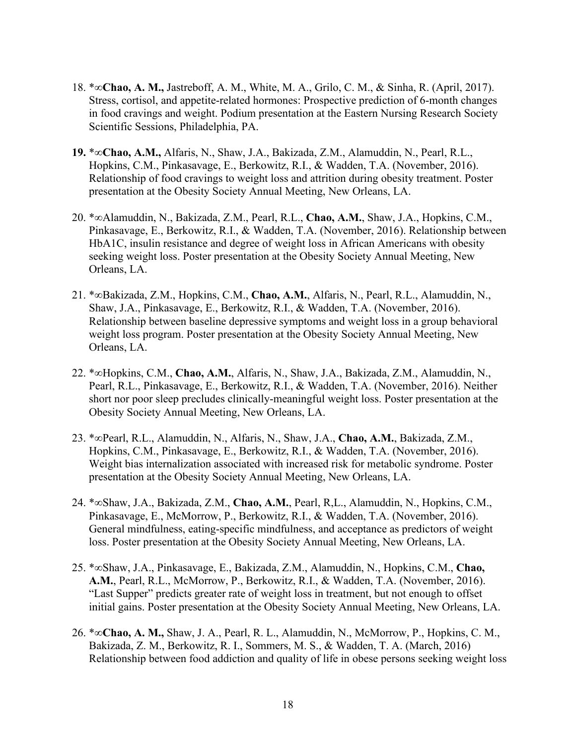18. *∞**Chao, A. M.,** Jastreboff, A. M., White, M. A., Grilo, C. M., & Sinha, R. (April, 2017). Stress, cortisol, and appetite-related hormones: Prospective prediction of 6-month changes in food cravings and weight. Podium presentation at the Eastern Nursing Research Society Scientific Sessions, Philadelphia, PA.

**19.** *∞**Chao, A.M.,** Alfaris, N., Shaw, J.A., Bakizada, Z.M., Alamuddin, N., Pearl, R.L., Hopkins, C.M., Pinkasavage, E., Berkowitz, R.I., & Wadden, T.A. (November, 2016). Relationship of food cravings to weight loss and attrition during obesity treatment. Poster presentation at the Obesity Society Annual Meeting, New Orleans, LA.

20. *∞Alamuddin, N., Bakizada, Z.M., Pearl, R.L., **Chao, A.M.**, Shaw, J.A., Hopkins, C.M., Pinkasavage, E., Berkowitz, R.I., & Wadden, T.A. (November, 2016). Relationship between HbA1C, insulin resistance and degree of weight loss in African Americans with obesity seeking weight loss. Poster presentation at the Obesity Society Annual Meeting, New Orleans, LA.

21. *∞Bakizada, Z.M., Hopkins, C.M., **Chao, A.M.**, Alfaris, N., Pearl, R.L., Alamuddin, N., Shaw, J.A., Pinkasavage, E., Berkowitz, R.I., & Wadden, T.A. (November, 2016). Relationship between baseline depressive symptoms and weight loss in a group behavioral weight loss program. Poster presentation at the Obesity Society Annual Meeting, New Orleans, LA.

22. *∞Hopkins, C.M., **Chao, A.M.**, Alfaris, N., Shaw, J.A., Bakizada, Z.M., Alamuddin, N., Pearl, R.L., Pinkasavage, E., Berkowitz, R.I., & Wadden, T.A. (November, 2016). Neither short nor poor sleep precludes clinically-meaningful weight loss. Poster presentation at the Obesity Society Annual Meeting, New Orleans, LA.

23. *∞Pearl, R.L., Alamuddin, N., Alfaris, N., Shaw, J.A., **Chao, A.M.**, Bakizada, Z.M., Hopkins, C.M., Pinkasavage, E., Berkowitz, R.I., & Wadden, T.A. (November, 2016). Weight bias internalization associated with increased risk for metabolic syndrome. Poster presentation at the Obesity Society Annual Meeting, New Orleans, LA.

24. *∞Shaw, J.A., Bakizada, Z.M., **Chao, A.M.**, Pearl, R,L., Alamuddin, N., Hopkins, C.M., Pinkasavage, E., McMorrow, P., Berkowitz, R.I., & Wadden, T.A. (November, 2016). General mindfulness, eating-specific mindfulness, and acceptance as predictors of weight loss. Poster presentation at the Obesity Society Annual Meeting, New Orleans, LA.

25. *∞Shaw, J.A., Pinkasavage, E., Bakizada, Z.M., Alamuddin, N., Hopkins, C.M., **Chao, A.M.**, Pearl, R.L., McMorrow, P., Berkowitz, R.I., & Wadden, T.A. (November, 2016). "Last Supper" predicts greater rate of weight loss in treatment, but not enough to offset initial gains. Poster presentation at the Obesity Society Annual Meeting, New Orleans, LA.

26. *∞**Chao, A. M.,** Shaw, J. A., Pearl, R. L., Alamuddin, N., McMorrow, P., Hopkins, C. M., Bakizada, Z. M., Berkowitz, R. I., Sommers, M. S., & Wadden, T. A. (March, 2016) Relationship between food addiction and quality of life in obese persons seeking weight loss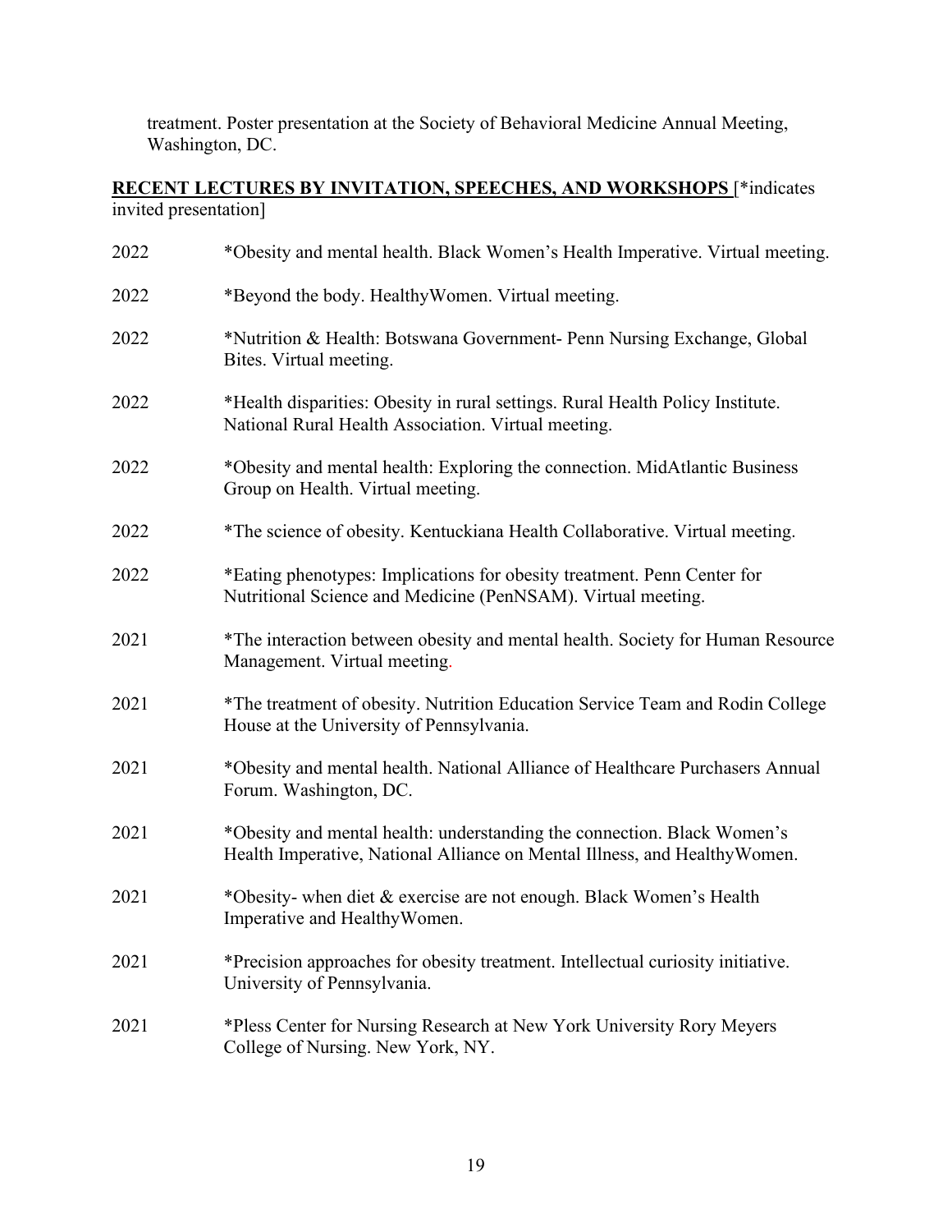treatment. Poster presentation at the Society of Behavioral Medicine Annual Meeting, Washington, DC.

**RECENT LECTURES BY INVITATION, SPEECHES, AND WORKSHOPS** [*indicates invited presentation]

2022 *Obesity and mental health. Black Women's Health Imperative. Virtual meeting.

2022 *Beyond the body. HealthyWomen. Virtual meeting.

2022 *Nutrition & Health: Botswana Government- Penn Nursing Exchange, Global Bites. Virtual meeting.

2022 *Health disparities: Obesity in rural settings. Rural Health Policy Institute. National Rural Health Association. Virtual meeting.

2022 *Obesity and mental health: Exploring the connection. MidAtlantic Business Group on Health. Virtual meeting.

2022 *The science of obesity. Kentuckiana Health Collaborative. Virtual meeting.

2022 *Eating phenotypes: Implications for obesity treatment. Penn Center for Nutritional Science and Medicine (PenNSAM). Virtual meeting.

2021 *The interaction between obesity and mental health. Society for Human Resource Management. Virtual meeting.

2021 *The treatment of obesity. Nutrition Education Service Team and Rodin College House at the University of Pennsylvania.

2021 *Obesity and mental health. National Alliance of Healthcare Purchasers Annual Forum. Washington, DC.

2021 *Obesity and mental health: understanding the connection. Black Women's Health Imperative, National Alliance on Mental Illness, and HealthyWomen.

2021 *Obesity- when diet & exercise are not enough. Black Women's Health Imperative and HealthyWomen.

2021 *Precision approaches for obesity treatment. Intellectual curiosity initiative. University of Pennsylvania.

2021 *Pless Center for Nursing Research at New York University Rory Meyers College of Nursing. New York, NY.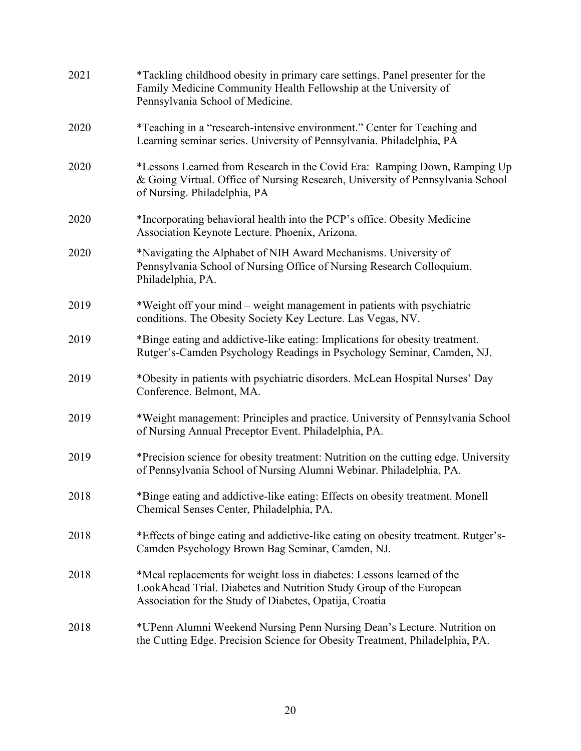2021 *Tackling childhood obesity in primary care settings. Panel presenter for the Family Medicine Community Health Fellowship at the University of Pennsylvania School of Medicine.

2020 *Teaching in a "research-intensive environment." Center for Teaching and Learning seminar series. University of Pennsylvania. Philadelphia, PA

2020 *Lessons Learned from Research in the Covid Era: Ramping Down, Ramping Up & Going Virtual. Office of Nursing Research, University of Pennsylvania School of Nursing. Philadelphia, PA

2020 *Incorporating behavioral health into the PCP's office. Obesity Medicine Association Keynote Lecture. Phoenix, Arizona.

2020 *Navigating the Alphabet of NIH Award Mechanisms. University of Pennsylvania School of Nursing Office of Nursing Research Colloquium. Philadelphia, PA.

2019 *Weight off your mind – weight management in patients with psychiatric conditions. The Obesity Society Key Lecture. Las Vegas, NV.

2019 *Binge eating and addictive-like eating: Implications for obesity treatment. Rutger's-Camden Psychology Readings in Psychology Seminar, Camden, NJ.

2019 *Obesity in patients with psychiatric disorders. McLean Hospital Nurses' Day Conference. Belmont, MA.

2019 *Weight management: Principles and practice. University of Pennsylvania School of Nursing Annual Preceptor Event. Philadelphia, PA.

2019 *Precision science for obesity treatment: Nutrition on the cutting edge. University of Pennsylvania School of Nursing Alumni Webinar. Philadelphia, PA.

2018 *Binge eating and addictive-like eating: Effects on obesity treatment. Monell Chemical Senses Center, Philadelphia, PA.

2018 *Effects of binge eating and addictive-like eating on obesity treatment. Rutger's-Camden Psychology Brown Bag Seminar, Camden, NJ.

2018 *Meal replacements for weight loss in diabetes: Lessons learned of the LookAhead Trial. Diabetes and Nutrition Study Group of the European Association for the Study of Diabetes, Opatija, Croatia

2018 *UPenn Alumni Weekend Nursing Penn Nursing Dean's Lecture. Nutrition on the Cutting Edge. Precision Science for Obesity Treatment, Philadelphia, PA.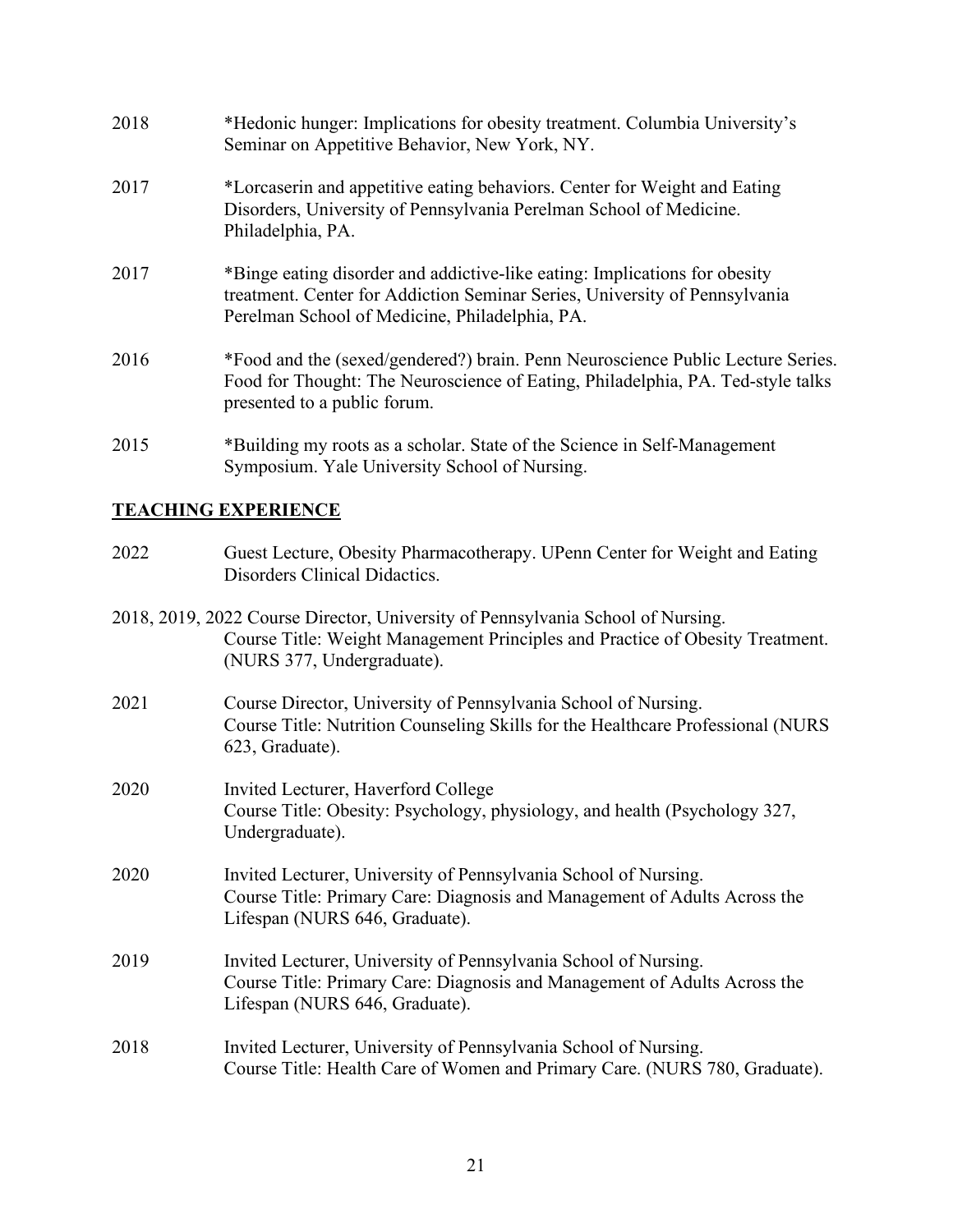2018 *Hedonic hunger: Implications for obesity treatment. Columbia University's Seminar on Appetitive Behavior, New York, NY.

2017 *Lorcaserin and appetitive eating behaviors. Center for Weight and Eating Disorders, University of Pennsylvania Perelman School of Medicine. Philadelphia, PA.

2017 *Binge eating disorder and addictive-like eating: Implications for obesity treatment. Center for Addiction Seminar Series, University of Pennsylvania Perelman School of Medicine, Philadelphia, PA.

2016 *Food and the (sexed/gendered?) brain. Penn Neuroscience Public Lecture Series. Food for Thought: The Neuroscience of Eating, Philadelphia, PA. Ted-style talks presented to a public forum.

2015 *Building my roots as a scholar. State of the Science in Self-Management Symposium. Yale University School of Nursing.

## TEACHING EXPERIENCE

2022 Guest Lecture, Obesity Pharmacotherapy. UPenn Center for Weight and Eating Disorders Clinical Didactics.

2018, 2019, 2022 Course Director, University of Pennsylvania School of Nursing. Course Title: Weight Management Principles and Practice of Obesity Treatment. (NURS 377, Undergraduate).

2021 Course Director, University of Pennsylvania School of Nursing. Course Title: Nutrition Counseling Skills for the Healthcare Professional (NURS 623, Graduate).

2020 Invited Lecturer, Haverford College Course Title: Obesity: Psychology, physiology, and health (Psychology 327, Undergraduate).

2020 Invited Lecturer, University of Pennsylvania School of Nursing. Course Title: Primary Care: Diagnosis and Management of Adults Across the Lifespan (NURS 646, Graduate).

2019 Invited Lecturer, University of Pennsylvania School of Nursing. Course Title: Primary Care: Diagnosis and Management of Adults Across the Lifespan (NURS 646, Graduate).

2018 Invited Lecturer, University of Pennsylvania School of Nursing. Course Title: Health Care of Women and Primary Care. (NURS 780, Graduate).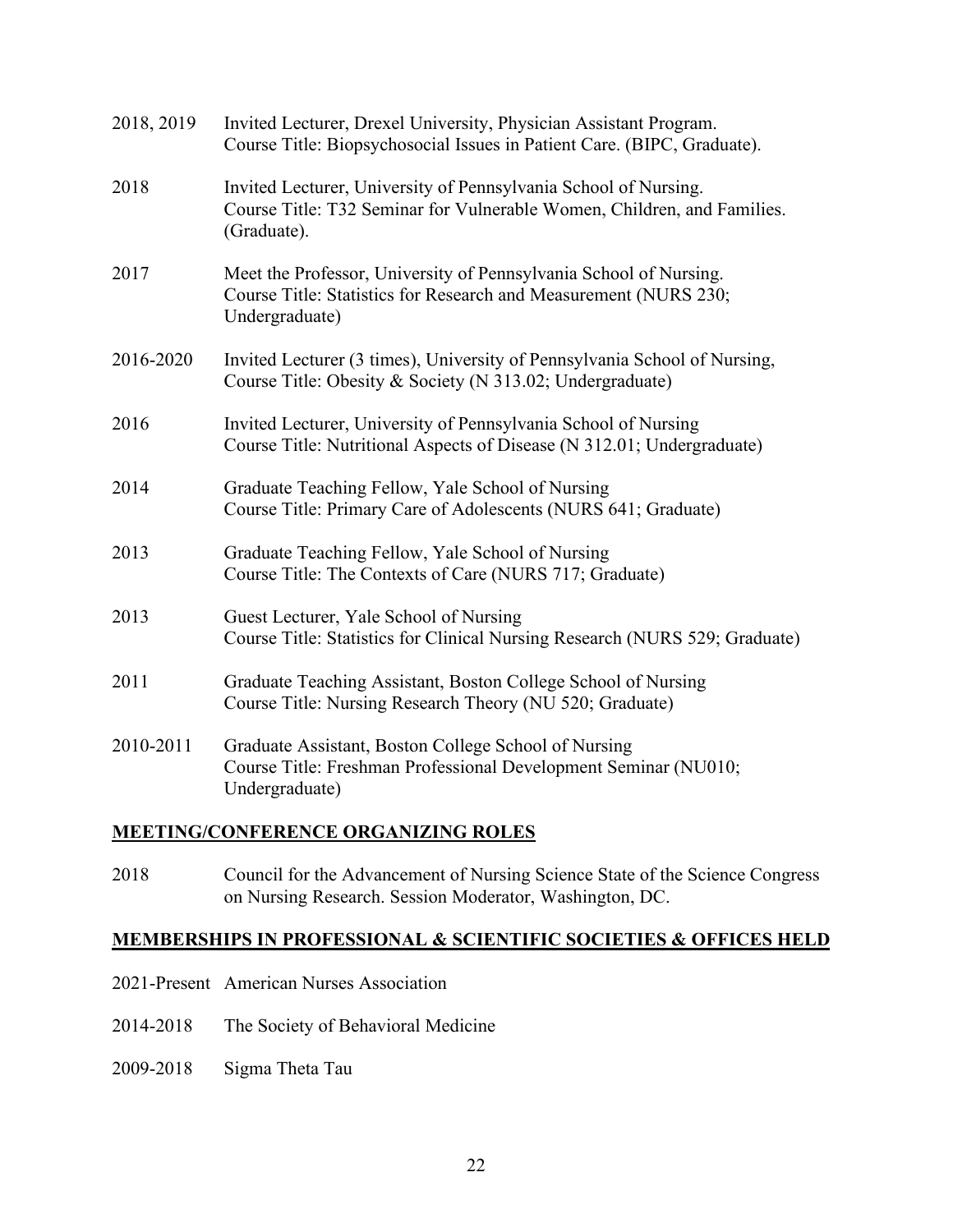2018, 2019 Invited Lecturer, Drexel University, Physician Assistant Program.
Course Title: Biopsychosocial Issues in Patient Care. (BIPC, Graduate).

2018 Invited Lecturer, University of Pennsylvania School of Nursing.
Course Title: T32 Seminar for Vulnerable Women, Children, and Families. (Graduate).

2017 Meet the Professor, University of Pennsylvania School of Nursing.
Course Title: Statistics for Research and Measurement (NURS 230; Undergraduate)

2016-2020 Invited Lecturer (3 times), University of Pennsylvania School of Nursing,
Course Title: Obesity & Society (N 313.02; Undergraduate)

2016 Invited Lecturer, University of Pennsylvania School of Nursing
Course Title: Nutritional Aspects of Disease (N 312.01; Undergraduate)

2014 Graduate Teaching Fellow, Yale School of Nursing
Course Title: Primary Care of Adolescents (NURS 641; Graduate)

2013 Graduate Teaching Fellow, Yale School of Nursing
Course Title: The Contexts of Care (NURS 717; Graduate)

2013 Guest Lecturer, Yale School of Nursing
Course Title: Statistics for Clinical Nursing Research (NURS 529; Graduate)

2011 Graduate Teaching Assistant, Boston College School of Nursing
Course Title: Nursing Research Theory (NU 520; Graduate)

2010-2011 Graduate Assistant, Boston College School of Nursing
Course Title: Freshman Professional Development Seminar (NU010; Undergraduate)

## MEETING/CONFERENCE ORGANIZING ROLES

2018 Council for the Advancement of Nursing Science State of the Science Congress on Nursing Research. Session Moderator, Washington, DC.

## MEMBERSHIPS IN PROFESSIONAL & SCIENTIFIC SOCIETIES & OFFICES HELD

2021-Present American Nurses Association

2014-2018 The Society of Behavioral Medicine

2009-2018 Sigma Theta Tau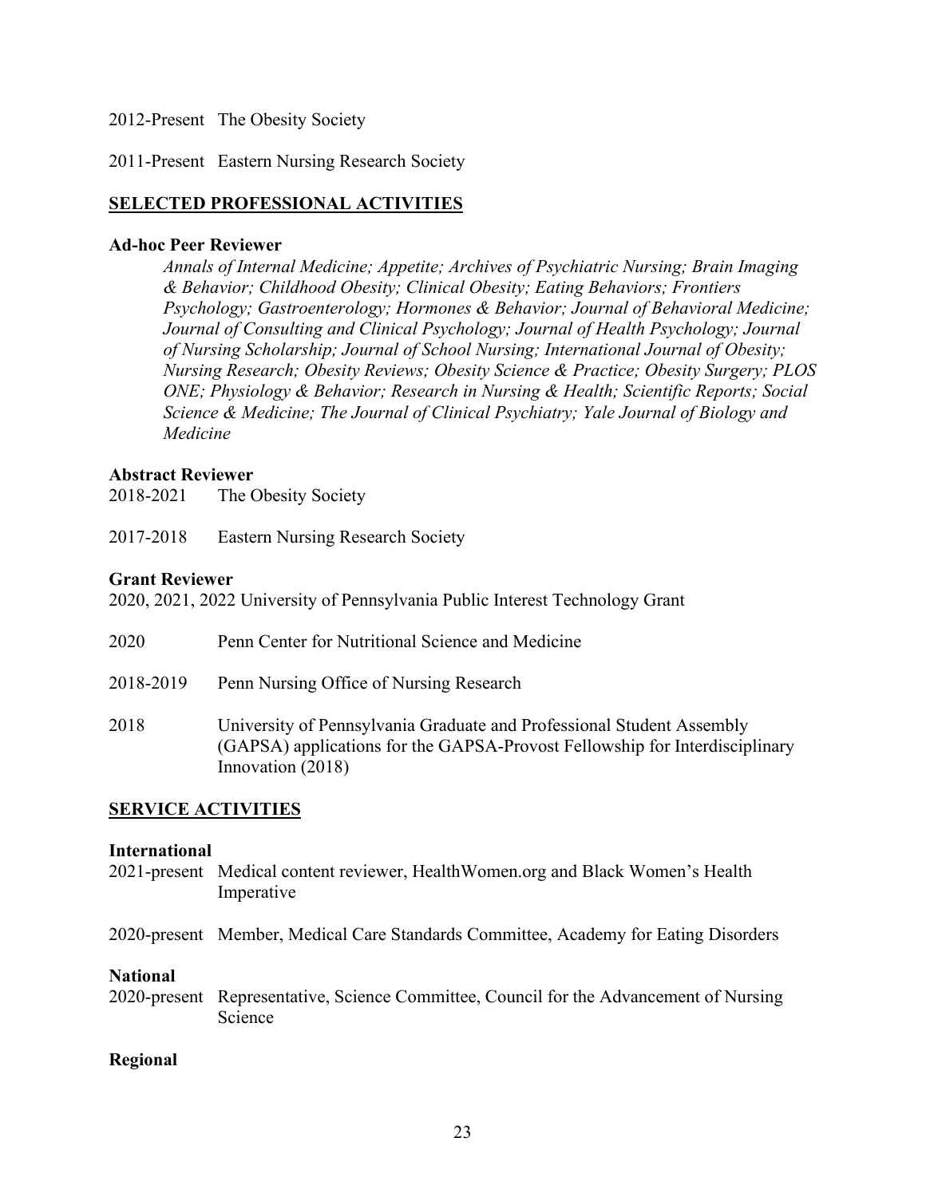2012-Present The Obesity Society

2011-Present Eastern Nursing Research Society

## SELECTED PROFESSIONAL ACTIVITIES

**Ad-hoc Peer Reviewer**

*Annals of Internal Medicine; Appetite; Archives of Psychiatric Nursing; Brain Imaging & Behavior; Childhood Obesity; Clinical Obesity; Eating Behaviors; Frontiers Psychology; Gastroenterology; Hormones & Behavior; Journal of Behavioral Medicine; Journal of Consulting and Clinical Psychology; Journal of Health Psychology; Journal of Nursing Scholarship; Journal of School Nursing; International Journal of Obesity; Nursing Research; Obesity Reviews; Obesity Science & Practice; Obesity Surgery; PLOS ONE; Physiology & Behavior; Research in Nursing & Health; Scientific Reports; Social Science & Medicine; The Journal of Clinical Psychiatry; Yale Journal of Biology and Medicine*

**Abstract Reviewer**

2018-2021 The Obesity Society

2017-2018 Eastern Nursing Research Society

**Grant Reviewer**

2020, 2021, 2022 University of Pennsylvania Public Interest Technology Grant

2020 Penn Center for Nutritional Science and Medicine

2018-2019 Penn Nursing Office of Nursing Research

2018 University of Pennsylvania Graduate and Professional Student Assembly (GAPSA) applications for the GAPSA-Provost Fellowship for Interdisciplinary Innovation (2018)

## SERVICE ACTIVITIES

**International**

2021-present Medical content reviewer, HealthWomen.org and Black Women's Health Imperative

2020-present Member, Medical Care Standards Committee, Academy for Eating Disorders

**National**

2020-present Representative, Science Committee, Council for the Advancement of Nursing Science

**Regional**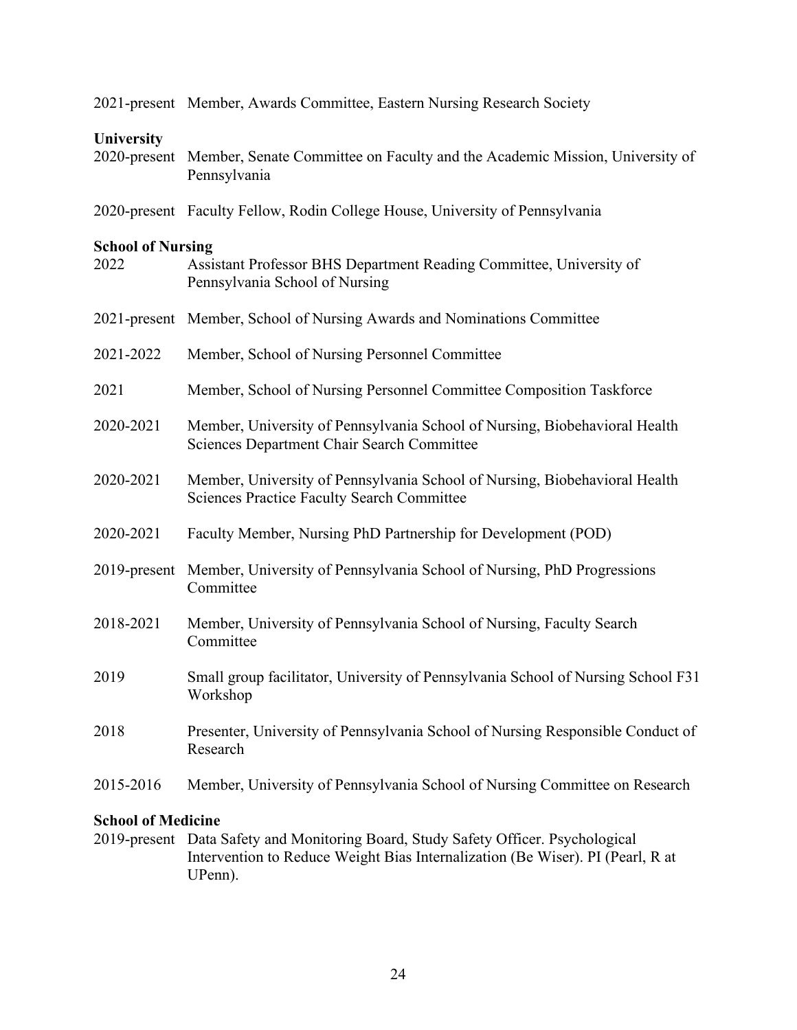2021-present Member, Awards Committee, Eastern Nursing Research Society

**University**

2020-present Member, Senate Committee on Faculty and the Academic Mission, University of Pennsylvania

2020-present Faculty Fellow, Rodin College House, University of Pennsylvania

**School of Nursing**

2022 Assistant Professor BHS Department Reading Committee, University of Pennsylvania School of Nursing

2021-present Member, School of Nursing Awards and Nominations Committee

2021-2022 Member, School of Nursing Personnel Committee

2021 Member, School of Nursing Personnel Committee Composition Taskforce

2020-2021 Member, University of Pennsylvania School of Nursing, Biobehavioral Health Sciences Department Chair Search Committee

2020-2021 Member, University of Pennsylvania School of Nursing, Biobehavioral Health Sciences Practice Faculty Search Committee

2020-2021 Faculty Member, Nursing PhD Partnership for Development (POD)

2019-present Member, University of Pennsylvania School of Nursing, PhD Progressions Committee

2018-2021 Member, University of Pennsylvania School of Nursing, Faculty Search Committee

2019 Small group facilitator, University of Pennsylvania School of Nursing School F31 Workshop

2018 Presenter, University of Pennsylvania School of Nursing Responsible Conduct of Research

2015-2016 Member, University of Pennsylvania School of Nursing Committee on Research

**School of Medicine**

2019-present Data Safety and Monitoring Board, Study Safety Officer. Psychological Intervention to Reduce Weight Bias Internalization (Be Wiser). PI (Pearl, R at UPenn).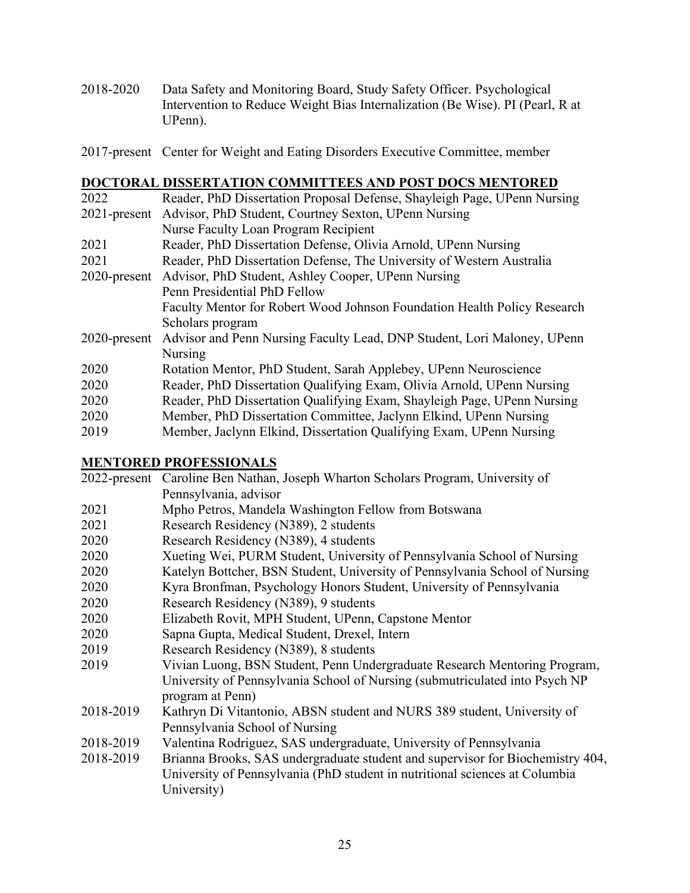2018-2020 Data Safety and Monitoring Board, Study Safety Officer. Psychological Intervention to Reduce Weight Bias Internalization (Be Wise). PI (Pearl, R at UPenn).

2017-present Center for Weight and Eating Disorders Executive Committee, member

## DOCTORAL DISSERTATION COMMITTEES AND POST DOCS MENTORED

2022 Reader, PhD Dissertation Proposal Defense, Shayleigh Page, UPenn Nursing
2021-present Advisor, PhD Student, Courtney Sexton, UPenn Nursing
Nurse Faculty Loan Program Recipient
2021 Reader, PhD Dissertation Defense, Olivia Arnold, UPenn Nursing
2021 Reader, PhD Dissertation Defense, The University of Western Australia
2020-present Advisor, PhD Student, Ashley Cooper, UPenn Nursing
Penn Presidential PhD Fellow
Faculty Mentor for Robert Wood Johnson Foundation Health Policy Research Scholars program
2020-present Advisor and Penn Nursing Faculty Lead, DNP Student, Lori Maloney, UPenn Nursing
2020 Rotation Mentor, PhD Student, Sarah Applebey, UPenn Neuroscience
2020 Reader, PhD Dissertation Qualifying Exam, Olivia Arnold, UPenn Nursing
2020 Reader, PhD Dissertation Qualifying Exam, Shayleigh Page, UPenn Nursing
2020 Member, PhD Dissertation Committee, Jaclynn Elkind, UPenn Nursing
2019 Member, Jaclynn Elkind, Dissertation Qualifying Exam, UPenn Nursing

## MENTORED PROFESSIONALS

2022-present Caroline Ben Nathan, Joseph Wharton Scholars Program, University of Pennsylvania, advisor
2021 Mpho Petros, Mandela Washington Fellow from Botswana
2021 Research Residency (N389), 2 students
2020 Research Residency (N389), 4 students
2020 Xueting Wei, PURM Student, University of Pennsylvania School of Nursing
2020 Katelyn Bottcher, BSN Student, University of Pennsylvania School of Nursing
2020 Kyra Bronfman, Psychology Honors Student, University of Pennsylvania
2020 Research Residency (N389), 9 students
2020 Elizabeth Rovit, MPH Student, UPenn, Capstone Mentor
2020 Sapna Gupta, Medical Student, Drexel, Intern
2019 Research Residency (N389), 8 students
2019 Vivian Luong, BSN Student, Penn Undergraduate Research Mentoring Program, University of Pennsylvania School of Nursing (submatriculated into Psych NP program at Penn)
2018-2019 Kathryn Di Vitantonio, ABSN student and NURS 389 student, University of Pennsylvania School of Nursing
2018-2019 Valentina Rodriguez, SAS undergraduate, University of Pennsylvania
2018-2019 Brianna Brooks, SAS undergraduate student and supervisor for Biochemistry 404, University of Pennsylvania (PhD student in nutritional sciences at Columbia University)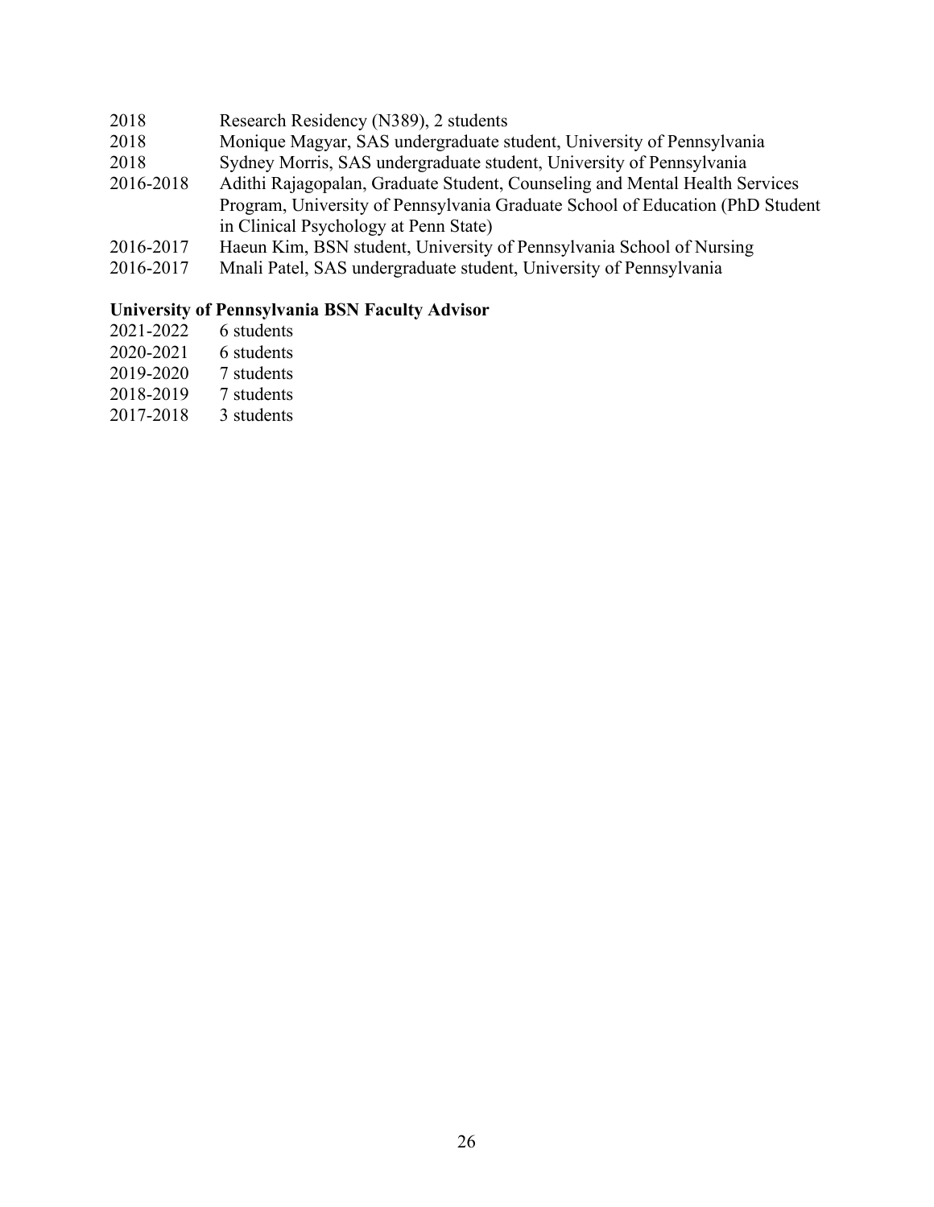2018 Research Residency (N389), 2 students

2018 Monique Magyar, SAS undergraduate student, University of Pennsylvania

2018 Sydney Morris, SAS undergraduate student, University of Pennsylvania

2016-2018 Adithi Rajagopalan, Graduate Student, Counseling and Mental Health Services Program, University of Pennsylvania Graduate School of Education (PhD Student in Clinical Psychology at Penn State)

2016-2017 Haeun Kim, BSN student, University of Pennsylvania School of Nursing

2016-2017 Mnali Patel, SAS undergraduate student, University of Pennsylvania

**University of Pennsylvania BSN Faculty Advisor**

2021-2022 6 students

2020-2021 6 students

2019-2020 7 students

2018-2019 7 students

2017-2018 3 students